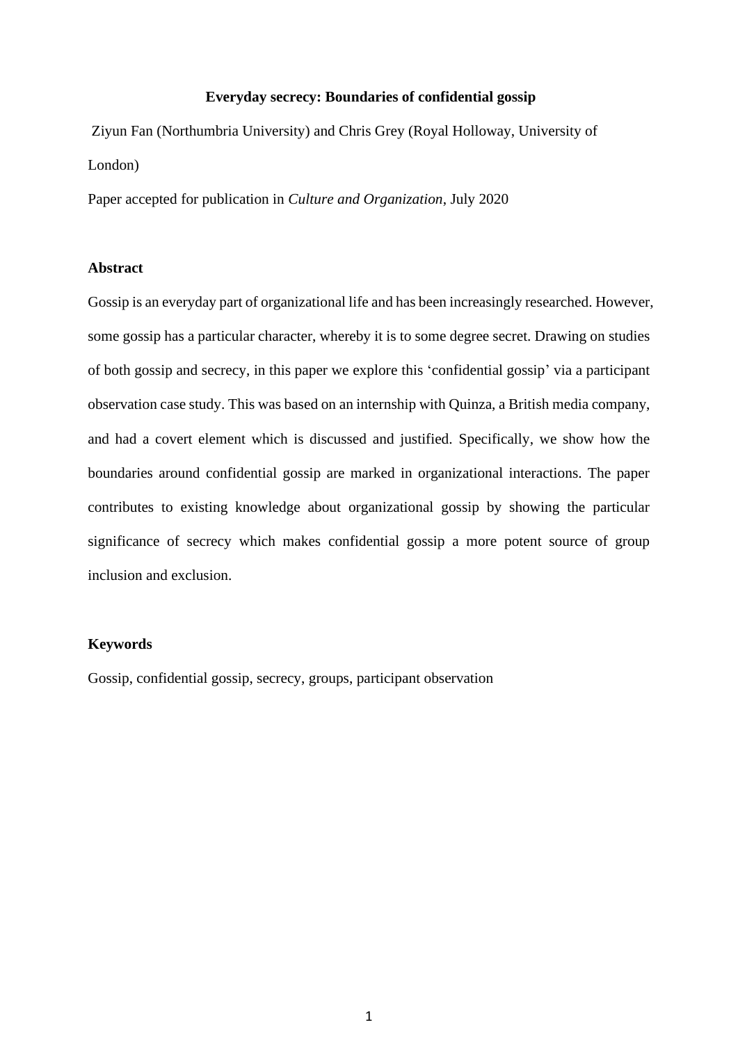# Everyday secrecy: Boundaries of confidential gossip

Ziyun Fan (Northumbria University) and Chris Grey (Royal Holloway, University of London)

Paper accepted for publication in *Culture and Organization*, July 2020

## Abstract

Gossip is an everyday part of organizational life and has been increasingly researched. However, some gossip has a particular character, whereby it is to some degree secret. Drawing on studies of both gossip and secrecy, in this paper we explore this 'confidential gossip' via a participant observation case study. This was based on an internship with Quinza, a British media company, and had a covert element which is discussed and justified. Specifically, we show how the boundaries around confidential gossip are marked in organizational interactions. The paper contributes to existing knowledge about organizational gossip by showing the particular significance of secrecy which makes confidential gossip a more potent source of group inclusion and exclusion.

## Keywords

Gossip, confidential gossip, secrecy, groups, participant observation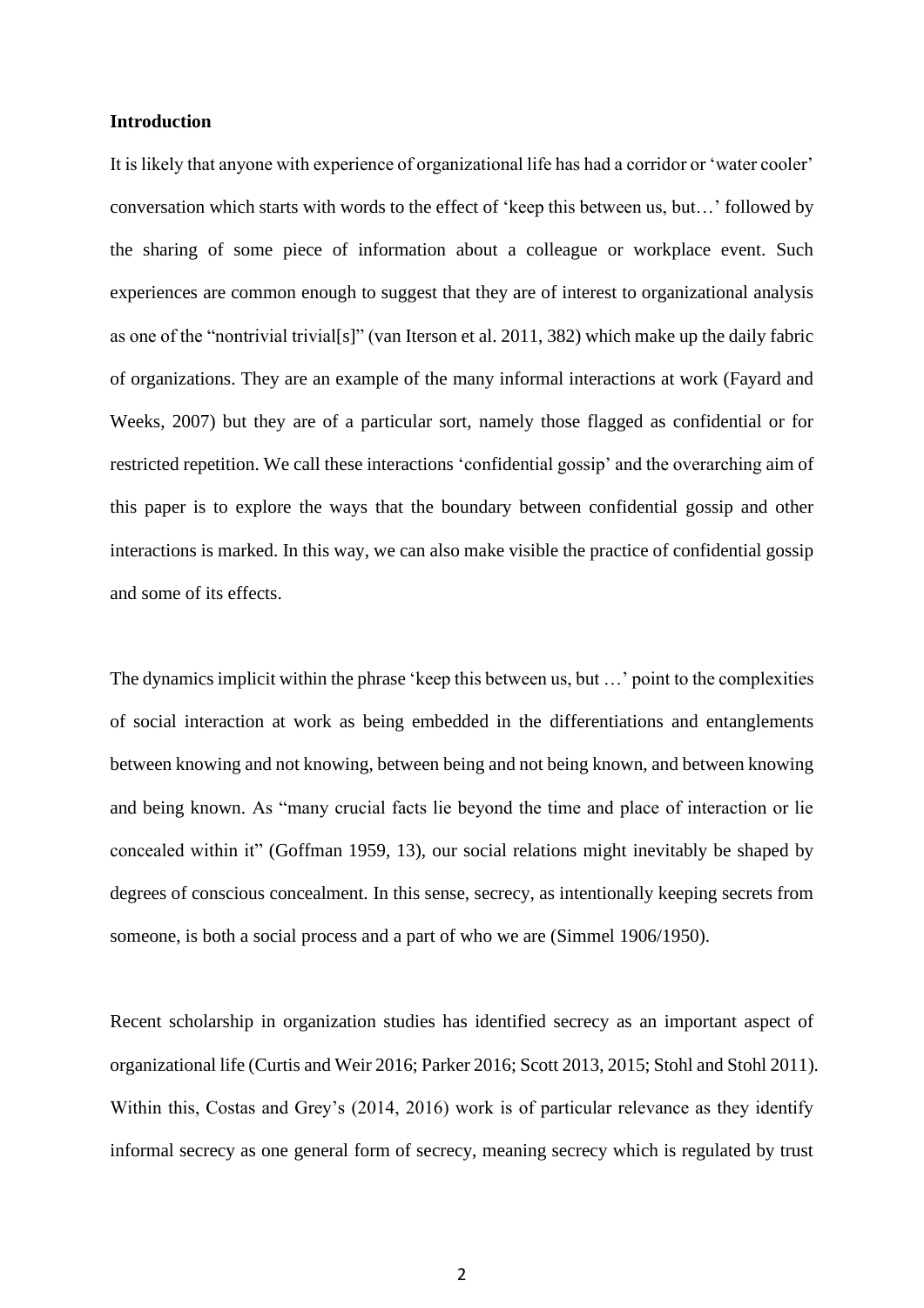## Introduction

It is likely that anyone with experience of organizational life has had a corridor or 'water cooler' conversation which starts with words to the effect of 'keep this between us, but…' followed by the sharing of some piece of information about a colleague or workplace event. Such experiences are common enough to suggest that they are of interest to organizational analysis as one of the "nontrivial trivial[s]" (van Iterson et al. 2011, 382) which make up the daily fabric of organizations. They are an example of the many informal interactions at work (Fayard and Weeks, 2007) but they are of a particular sort, namely those flagged as confidential or for restricted repetition. We call these interactions 'confidential gossip' and the overarching aim of this paper is to explore the ways that the boundary between confidential gossip and other interactions is marked. In this way, we can also make visible the practice of confidential gossip and some of its effects.

The dynamics implicit within the phrase 'keep this between us, but …' point to the complexities of social interaction at work as being embedded in the differentiations and entanglements between knowing and not knowing, between being and not being known, and between knowing and being known. As "many crucial facts lie beyond the time and place of interaction or lie concealed within it" (Goffman 1959, 13), our social relations might inevitably be shaped by degrees of conscious concealment. In this sense, secrecy, as intentionally keeping secrets from someone, is both a social process and a part of who we are (Simmel 1906/1950).

Recent scholarship in organization studies has identified secrecy as an important aspect of organizational life (Curtis and Weir 2016; Parker 2016; Scott 2013, 2015; Stohl and Stohl 2011). Within this, Costas and Grey's (2014, 2016) work is of particular relevance as they identify informal secrecy as one general form of secrecy, meaning secrecy which is regulated by trust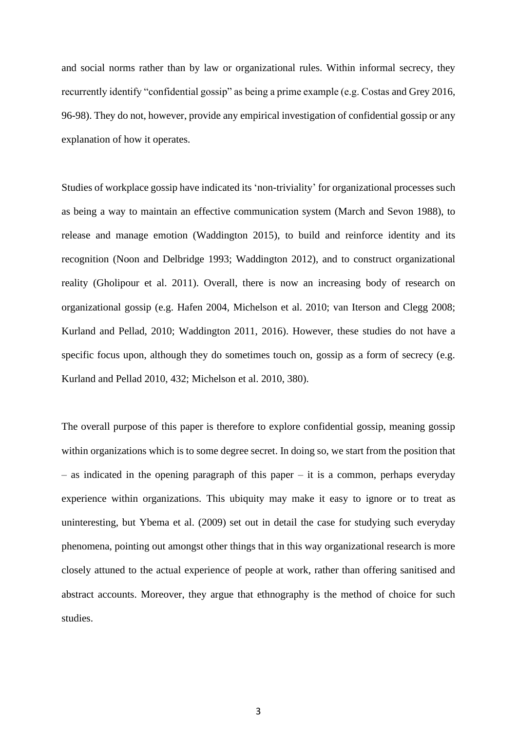and social norms rather than by law or organizational rules. Within informal secrecy, they recurrently identify "confidential gossip" as being a prime example (e.g. Costas and Grey 2016, 96-98). They do not, however, provide any empirical investigation of confidential gossip or any explanation of how it operates.

Studies of workplace gossip have indicated its 'non-triviality' for organizational processes such as being a way to maintain an effective communication system (March and Sevon 1988), to release and manage emotion (Waddington 2015), to build and reinforce identity and its recognition (Noon and Delbridge 1993; Waddington 2012), and to construct organizational reality (Gholipour et al. 2011). Overall, there is now an increasing body of research on organizational gossip (e.g. Hafen 2004, Michelson et al. 2010; van Iterson and Clegg 2008; Kurland and Pellad, 2010; Waddington 2011, 2016). However, these studies do not have a specific focus upon, although they do sometimes touch on, gossip as a form of secrecy (e.g. Kurland and Pellad 2010, 432; Michelson et al. 2010, 380).

The overall purpose of this paper is therefore to explore confidential gossip, meaning gossip within organizations which is to some degree secret. In doing so, we start from the position that – as indicated in the opening paragraph of this paper – it is a common, perhaps everyday experience within organizations. This ubiquity may make it easy to ignore or to treat as uninteresting, but Ybema et al. (2009) set out in detail the case for studying such everyday phenomena, pointing out amongst other things that in this way organizational research is more closely attuned to the actual experience of people at work, rather than offering sanitised and abstract accounts. Moreover, they argue that ethnography is the method of choice for such studies.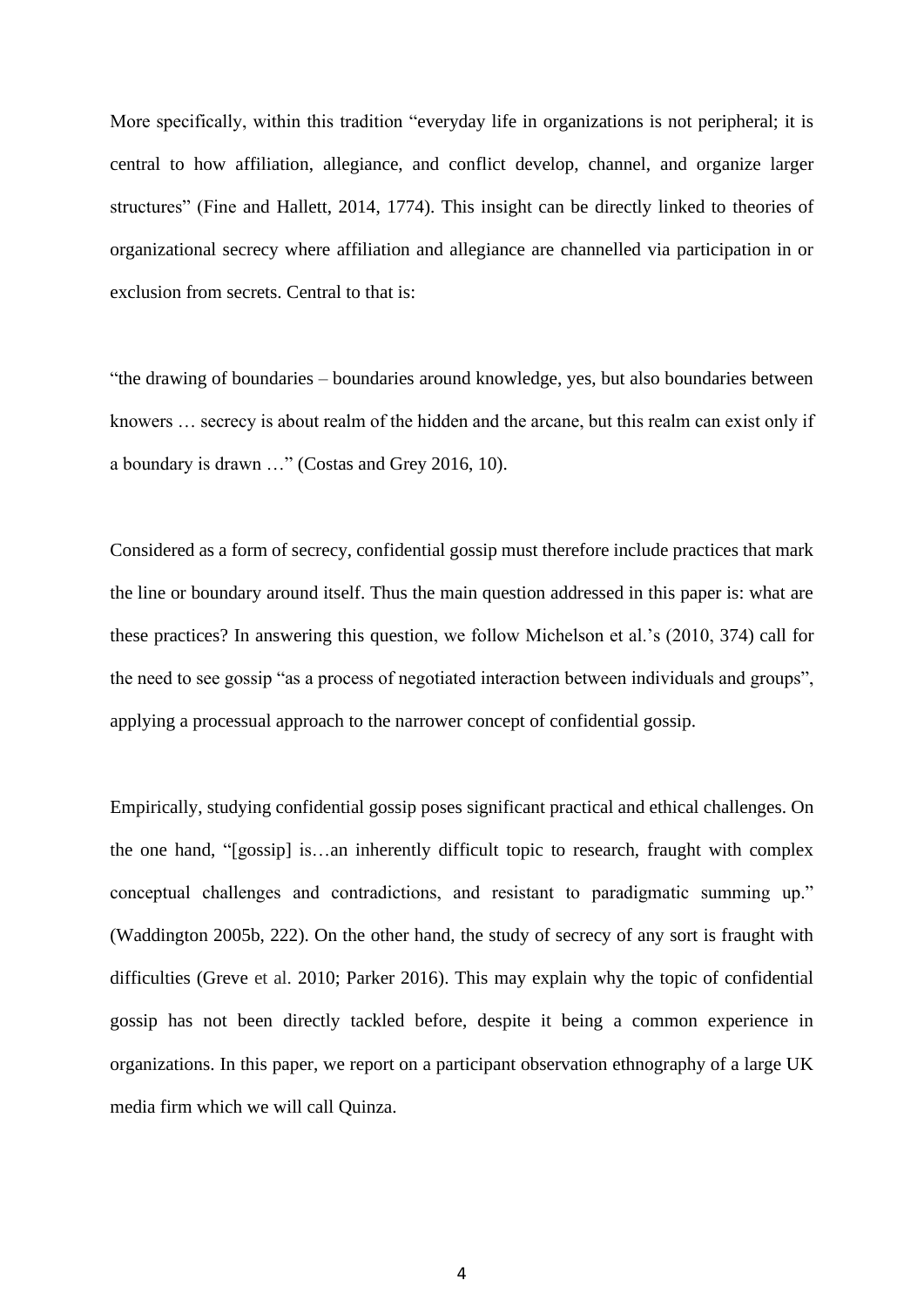More specifically, within this tradition "everyday life in organizations is not peripheral; it is central to how affiliation, allegiance, and conflict develop, channel, and organize larger structures" (Fine and Hallett, 2014, 1774). This insight can be directly linked to theories of organizational secrecy where affiliation and allegiance are channelled via participation in or exclusion from secrets. Central to that is:

"the drawing of boundaries – boundaries around knowledge, yes, but also boundaries between knowers … secrecy is about realm of the hidden and the arcane, but this realm can exist only if a boundary is drawn …" (Costas and Grey 2016, 10).

Considered as a form of secrecy, confidential gossip must therefore include practices that mark the line or boundary around itself. Thus the main question addressed in this paper is: what are these practices? In answering this question, we follow Michelson et al.'s (2010, 374) call for the need to see gossip "as a process of negotiated interaction between individuals and groups", applying a processual approach to the narrower concept of confidential gossip.

Empirically, studying confidential gossip poses significant practical and ethical challenges. On the one hand, "[gossip] is…an inherently difficult topic to research, fraught with complex conceptual challenges and contradictions, and resistant to paradigmatic summing up." (Waddington 2005b, 222). On the other hand, the study of secrecy of any sort is fraught with difficulties (Greve et al. 2010; Parker 2016). This may explain why the topic of confidential gossip has not been directly tackled before, despite it being a common experience in organizations. In this paper, we report on a participant observation ethnography of a large UK media firm which we will call Quinza.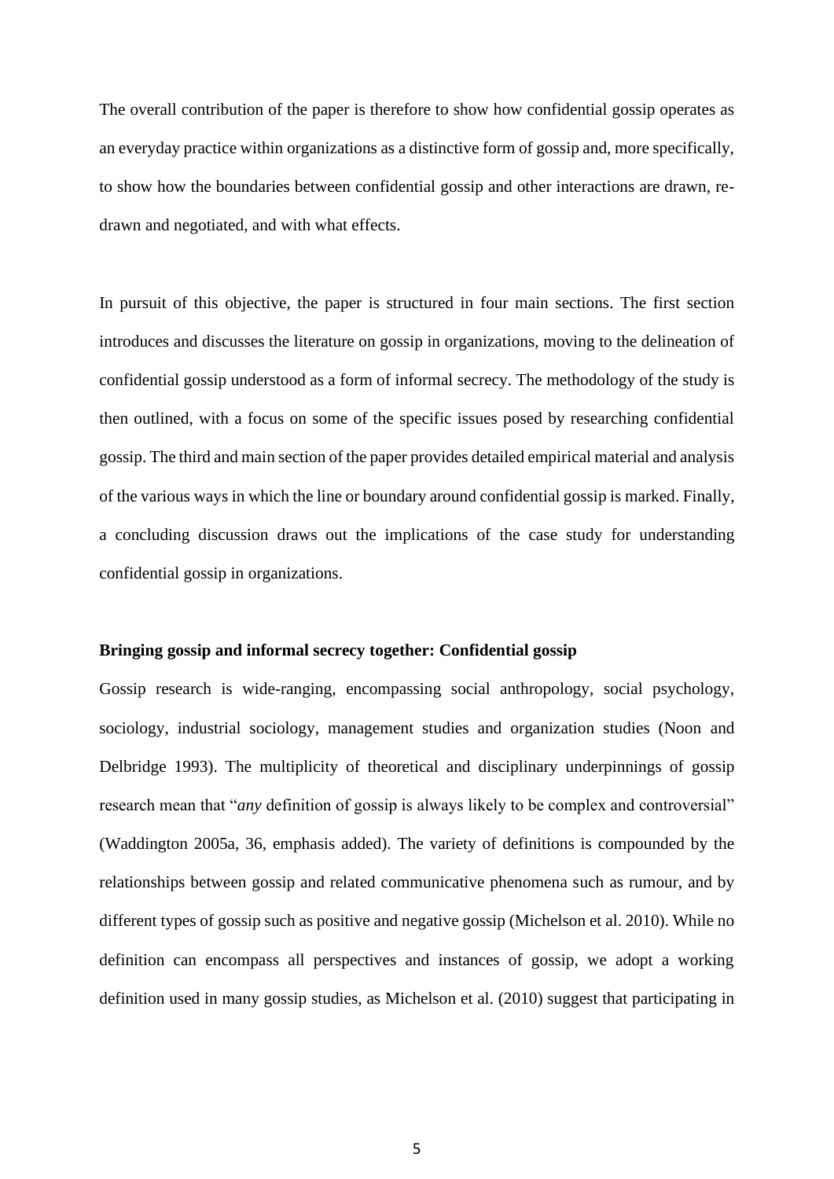The overall contribution of the paper is therefore to show how confidential gossip operates as an everyday practice within organizations as a distinctive form of gossip and, more specifically, to show how the boundaries between confidential gossip and other interactions are drawn, re-drawn and negotiated, and with what effects.

In pursuit of this objective, the paper is structured in four main sections. The first section introduces and discusses the literature on gossip in organizations, moving to the delineation of confidential gossip understood as a form of informal secrecy. The methodology of the study is then outlined, with a focus on some of the specific issues posed by researching confidential gossip. The third and main section of the paper provides detailed empirical material and analysis of the various ways in which the line or boundary around confidential gossip is marked. Finally, a concluding discussion draws out the implications of the case study for understanding confidential gossip in organizations.

## Bringing gossip and informal secrecy together: Confidential gossip

Gossip research is wide-ranging, encompassing social anthropology, social psychology, sociology, industrial sociology, management studies and organization studies (Noon and Delbridge 1993). The multiplicity of theoretical and disciplinary underpinnings of gossip research mean that "*any* definition of gossip is always likely to be complex and controversial" (Waddington 2005a, 36, emphasis added). The variety of definitions is compounded by the relationships between gossip and related communicative phenomena such as rumour, and by different types of gossip such as positive and negative gossip (Michelson et al. 2010). While no definition can encompass all perspectives and instances of gossip, we adopt a working definition used in many gossip studies, as Michelson et al. (2010) suggest that participating in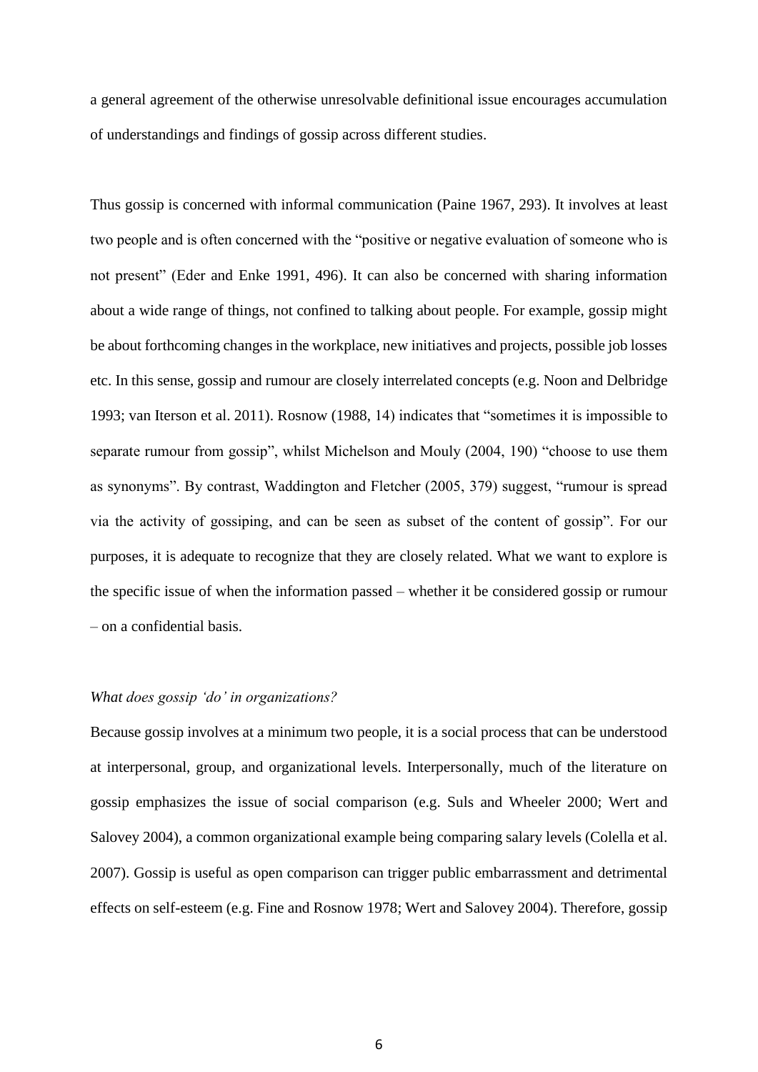a general agreement of the otherwise unresolvable definitional issue encourages accumulation of understandings and findings of gossip across different studies.

Thus gossip is concerned with informal communication (Paine 1967, 293). It involves at least two people and is often concerned with the "positive or negative evaluation of someone who is not present" (Eder and Enke 1991, 496). It can also be concerned with sharing information about a wide range of things, not confined to talking about people. For example, gossip might be about forthcoming changes in the workplace, new initiatives and projects, possible job losses etc. In this sense, gossip and rumour are closely interrelated concepts (e.g. Noon and Delbridge 1993; van Iterson et al. 2011). Rosnow (1988, 14) indicates that "sometimes it is impossible to separate rumour from gossip", whilst Michelson and Mouly (2004, 190) "choose to use them as synonyms". By contrast, Waddington and Fletcher (2005, 379) suggest, "rumour is spread via the activity of gossiping, and can be seen as subset of the content of gossip". For our purposes, it is adequate to recognize that they are closely related. What we want to explore is the specific issue of when the information passed – whether it be considered gossip or rumour – on a confidential basis.

### *What does gossip 'do' in organizations?*

Because gossip involves at a minimum two people, it is a social process that can be understood at interpersonal, group, and organizational levels. Interpersonally, much of the literature on gossip emphasizes the issue of social comparison (e.g. Suls and Wheeler 2000; Wert and Salovey 2004), a common organizational example being comparing salary levels (Colella et al. 2007). Gossip is useful as open comparison can trigger public embarrassment and detrimental effects on self-esteem (e.g. Fine and Rosnow 1978; Wert and Salovey 2004). Therefore, gossip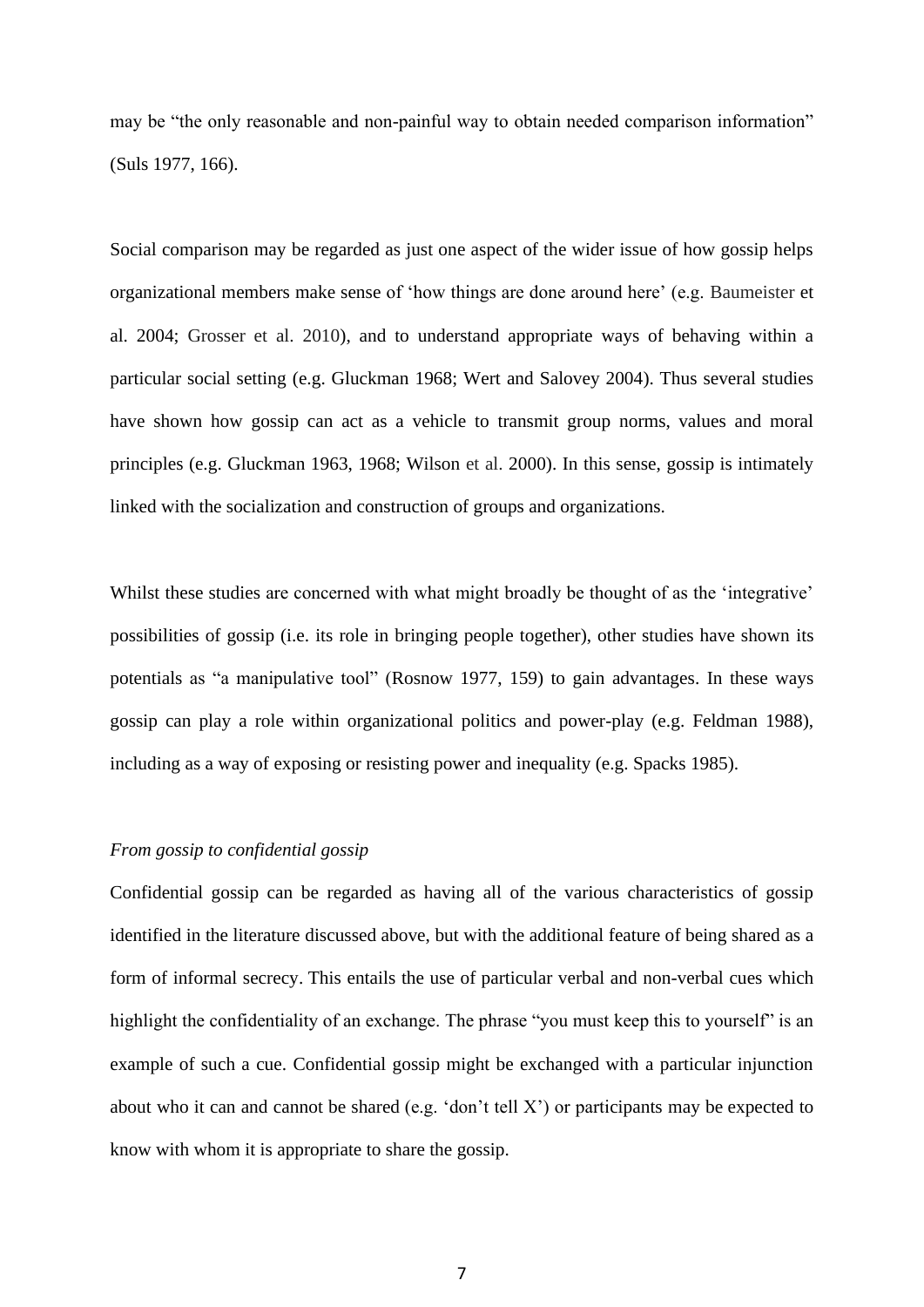may be “the only reasonable and non-painful way to obtain needed comparison information” (Suls 1977, 166).

Social comparison may be regarded as just one aspect of the wider issue of how gossip helps organizational members make sense of ‘how things are done around here’ (e.g. Baumeister et al. 2004; Grosser et al. 2010), and to understand appropriate ways of behaving within a particular social setting (e.g. Gluckman 1968; Wert and Salovey 2004). Thus several studies have shown how gossip can act as a vehicle to transmit group norms, values and moral principles (e.g. Gluckman 1963, 1968; Wilson et al. 2000). In this sense, gossip is intimately linked with the socialization and construction of groups and organizations.

Whilst these studies are concerned with what might broadly be thought of as the ‘integrative’ possibilities of gossip (i.e. its role in bringing people together), other studies have shown its potentials as “a manipulative tool” (Rosnow 1977, 159) to gain advantages. In these ways gossip can play a role within organizational politics and power-play (e.g. Feldman 1988), including as a way of exposing or resisting power and inequality (e.g. Spacks 1985).

*From gossip to confidential gossip*

Confidential gossip can be regarded as having all of the various characteristics of gossip identified in the literature discussed above, but with the additional feature of being shared as a form of informal secrecy. This entails the use of particular verbal and non-verbal cues which highlight the confidentiality of an exchange. The phrase “you must keep this to yourself” is an example of such a cue. Confidential gossip might be exchanged with a particular injunction about who it can and cannot be shared (e.g. ‘don’t tell X’) or participants may be expected to know with whom it is appropriate to share the gossip.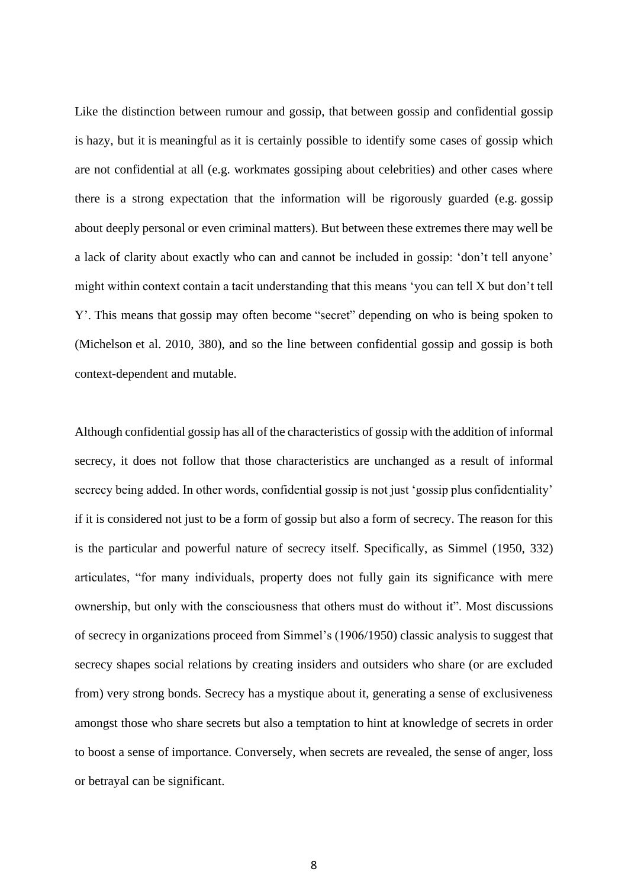Like the distinction between rumour and gossip, that between gossip and confidential gossip is hazy, but it is meaningful as it is certainly possible to identify some cases of gossip which are not confidential at all (e.g. workmates gossiping about celebrities) and other cases where there is a strong expectation that the information will be rigorously guarded (e.g. gossip about deeply personal or even criminal matters). But between these extremes there may well be a lack of clarity about exactly who can and cannot be included in gossip: 'don't tell anyone' might within context contain a tacit understanding that this means 'you can tell X but don't tell Y'. This means that gossip may often become "secret" depending on who is being spoken to (Michelson et al. 2010, 380), and so the line between confidential gossip and gossip is both context-dependent and mutable.

Although confidential gossip has all of the characteristics of gossip with the addition of informal secrecy, it does not follow that those characteristics are unchanged as a result of informal secrecy being added. In other words, confidential gossip is not just 'gossip plus confidentiality' if it is considered not just to be a form of gossip but also a form of secrecy. The reason for this is the particular and powerful nature of secrecy itself. Specifically, as Simmel (1950, 332) articulates, "for many individuals, property does not fully gain its significance with mere ownership, but only with the consciousness that others must do without it". Most discussions of secrecy in organizations proceed from Simmel's (1906/1950) classic analysis to suggest that secrecy shapes social relations by creating insiders and outsiders who share (or are excluded from) very strong bonds. Secrecy has a mystique about it, generating a sense of exclusiveness amongst those who share secrets but also a temptation to hint at knowledge of secrets in order to boost a sense of importance. Conversely, when secrets are revealed, the sense of anger, loss or betrayal can be significant.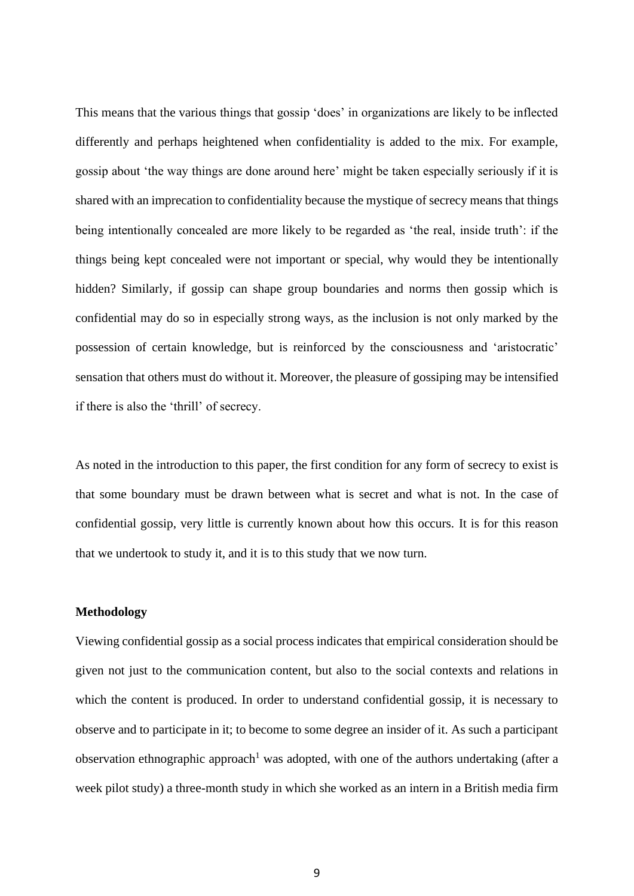This means that the various things that gossip 'does' in organizations are likely to be inflected differently and perhaps heightened when confidentiality is added to the mix. For example, gossip about 'the way things are done around here' might be taken especially seriously if it is shared with an imprecation to confidentiality because the mystique of secrecy means that things being intentionally concealed are more likely to be regarded as 'the real, inside truth': if the things being kept concealed were not important or special, why would they be intentionally hidden? Similarly, if gossip can shape group boundaries and norms then gossip which is confidential may do so in especially strong ways, as the inclusion is not only marked by the possession of certain knowledge, but is reinforced by the consciousness and 'aristocratic' sensation that others must do without it. Moreover, the pleasure of gossiping may be intensified if there is also the 'thrill' of secrecy.

As noted in the introduction to this paper, the first condition for any form of secrecy to exist is that some boundary must be drawn between what is secret and what is not. In the case of confidential gossip, very little is currently known about how this occurs. It is for this reason that we undertook to study it, and it is to this study that we now turn.

## Methodology

Viewing confidential gossip as a social process indicates that empirical consideration should be given not just to the communication content, but also to the social contexts and relations in which the content is produced. In order to understand confidential gossip, it is necessary to observe and to participate in it; to become to some degree an insider of it. As such a participant observation ethnographic approach[1] was adopted, with one of the authors undertaking (after a week pilot study) a three-month study in which she worked as an intern in a British media firm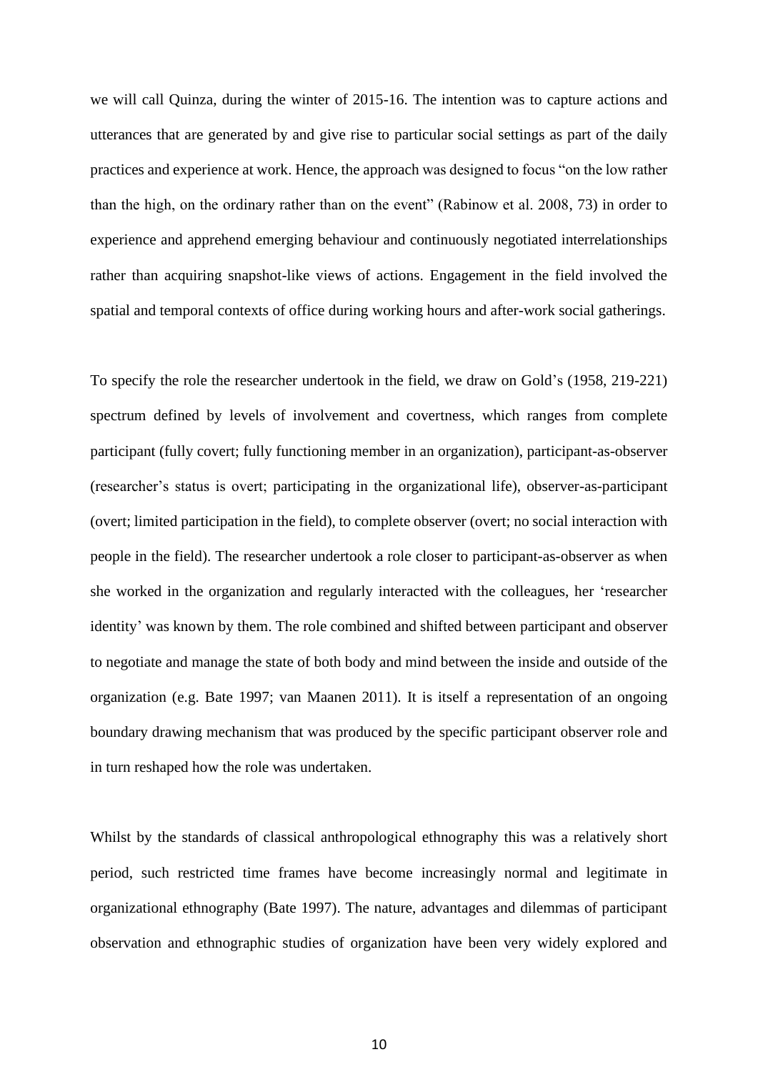we will call Quinza, during the winter of 2015-16. The intention was to capture actions and utterances that are generated by and give rise to particular social settings as part of the daily practices and experience at work. Hence, the approach was designed to focus "on the low rather than the high, on the ordinary rather than on the event" (Rabinow et al. 2008, 73) in order to experience and apprehend emerging behaviour and continuously negotiated interrelationships rather than acquiring snapshot-like views of actions. Engagement in the field involved the spatial and temporal contexts of office during working hours and after-work social gatherings.

To specify the role the researcher undertook in the field, we draw on Gold's (1958, 219-221) spectrum defined by levels of involvement and covertness, which ranges from complete participant (fully covert; fully functioning member in an organization), participant-as-observer (researcher's status is overt; participating in the organizational life), observer-as-participant (overt; limited participation in the field), to complete observer (overt; no social interaction with people in the field). The researcher undertook a role closer to participant-as-observer as when she worked in the organization and regularly interacted with the colleagues, her 'researcher identity' was known by them. The role combined and shifted between participant and observer to negotiate and manage the state of both body and mind between the inside and outside of the organization (e.g. Bate 1997; van Maanen 2011). It is itself a representation of an ongoing boundary drawing mechanism that was produced by the specific participant observer role and in turn reshaped how the role was undertaken.

Whilst by the standards of classical anthropological ethnography this was a relatively short period, such restricted time frames have become increasingly normal and legitimate in organizational ethnography (Bate 1997). The nature, advantages and dilemmas of participant observation and ethnographic studies of organization have been very widely explored and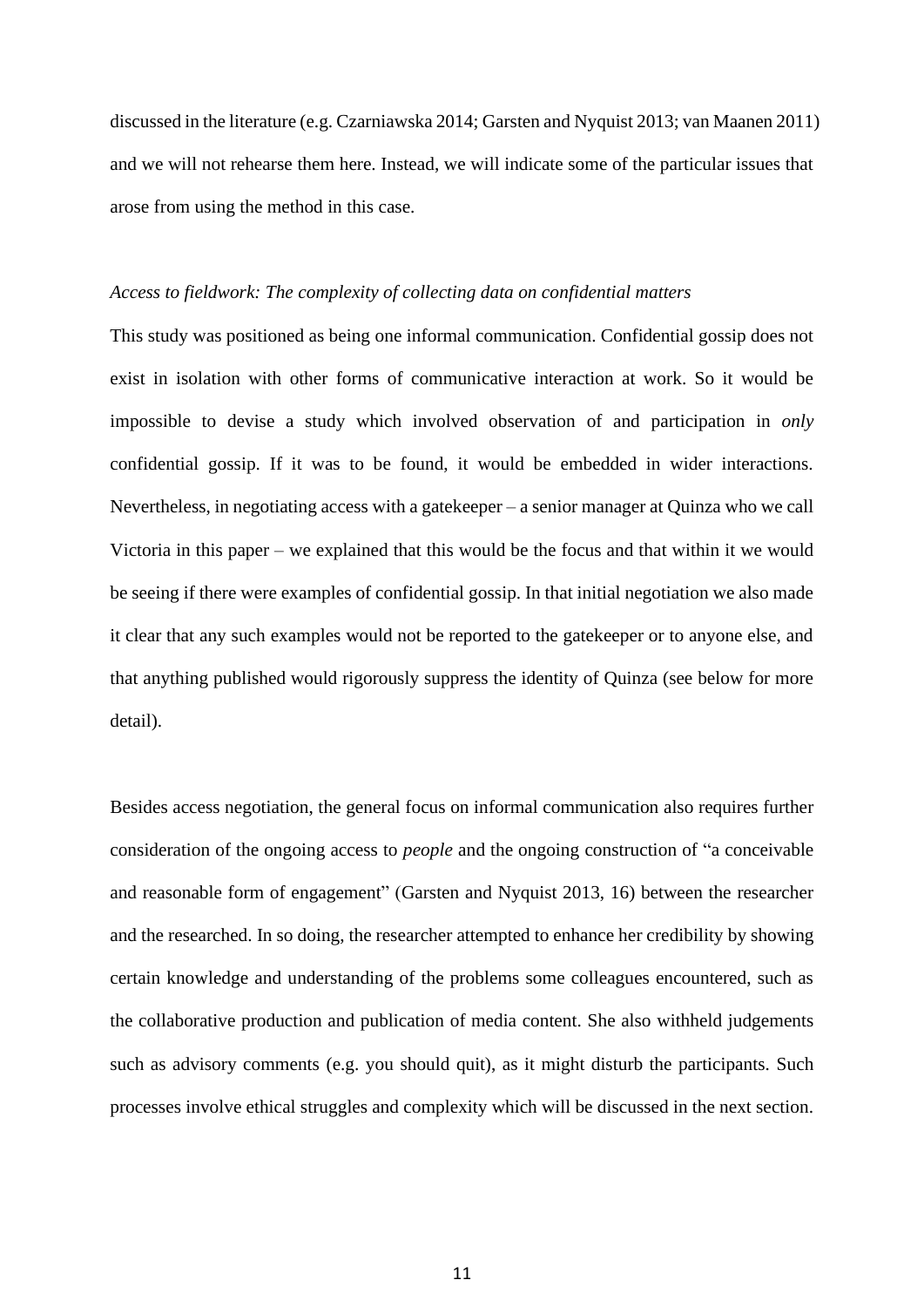discussed in the literature (e.g. Czarniawska 2014; Garsten and Nyquist 2013; van Maanen 2011) and we will not rehearse them here. Instead, we will indicate some of the particular issues that arose from using the method in this case.

*Access to fieldwork: The complexity of collecting data on confidential matters*

This study was positioned as being one informal communication. Confidential gossip does not exist in isolation with other forms of communicative interaction at work. So it would be impossible to devise a study which involved observation of and participation in *only* confidential gossip. If it was to be found, it would be embedded in wider interactions. Nevertheless, in negotiating access with a gatekeeper – a senior manager at Quinza who we call Victoria in this paper – we explained that this would be the focus and that within it we would be seeing if there were examples of confidential gossip. In that initial negotiation we also made it clear that any such examples would not be reported to the gatekeeper or to anyone else, and that anything published would rigorously suppress the identity of Quinza (see below for more detail).

Besides access negotiation, the general focus on informal communication also requires further consideration of the ongoing access to *people* and the ongoing construction of "a conceivable and reasonable form of engagement" (Garsten and Nyquist 2013, 16) between the researcher and the researched. In so doing, the researcher attempted to enhance her credibility by showing certain knowledge and understanding of the problems some colleagues encountered, such as the collaborative production and publication of media content. She also withheld judgements such as advisory comments (e.g. you should quit), as it might disturb the participants. Such processes involve ethical struggles and complexity which will be discussed in the next section.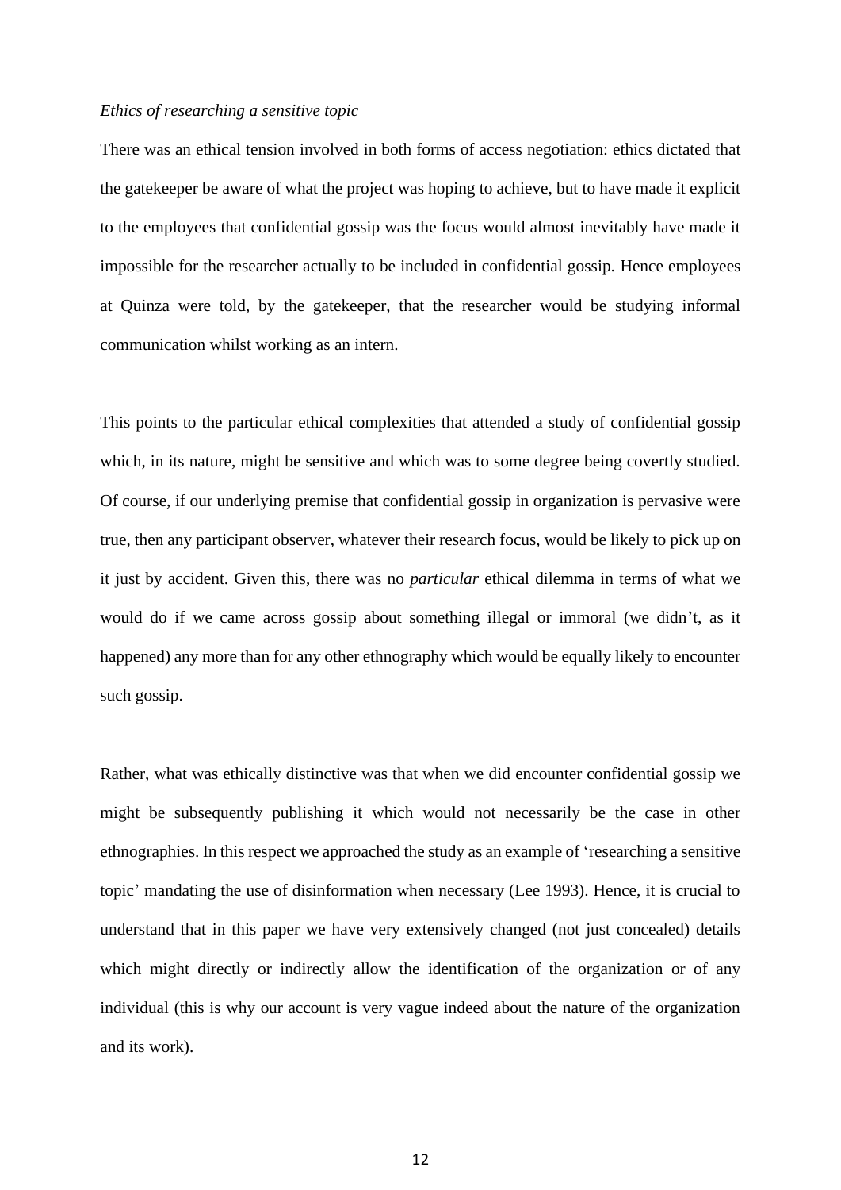*Ethics of researching a sensitive topic*

There was an ethical tension involved in both forms of access negotiation: ethics dictated that the gatekeeper be aware of what the project was hoping to achieve, but to have made it explicit to the employees that confidential gossip was the focus would almost inevitably have made it impossible for the researcher actually to be included in confidential gossip. Hence employees at Quinza were told, by the gatekeeper, that the researcher would be studying informal communication whilst working as an intern.

This points to the particular ethical complexities that attended a study of confidential gossip which, in its nature, might be sensitive and which was to some degree being covertly studied. Of course, if our underlying premise that confidential gossip in organization is pervasive were true, then any participant observer, whatever their research focus, would be likely to pick up on it just by accident. Given this, there was no *particular* ethical dilemma in terms of what we would do if we came across gossip about something illegal or immoral (we didn't, as it happened) any more than for any other ethnography which would be equally likely to encounter such gossip.

Rather, what was ethically distinctive was that when we did encounter confidential gossip we might be subsequently publishing it which would not necessarily be the case in other ethnographies. In this respect we approached the study as an example of 'researching a sensitive topic' mandating the use of disinformation when necessary (Lee 1993). Hence, it is crucial to understand that in this paper we have very extensively changed (not just concealed) details which might directly or indirectly allow the identification of the organization or of any individual (this is why our account is very vague indeed about the nature of the organization and its work).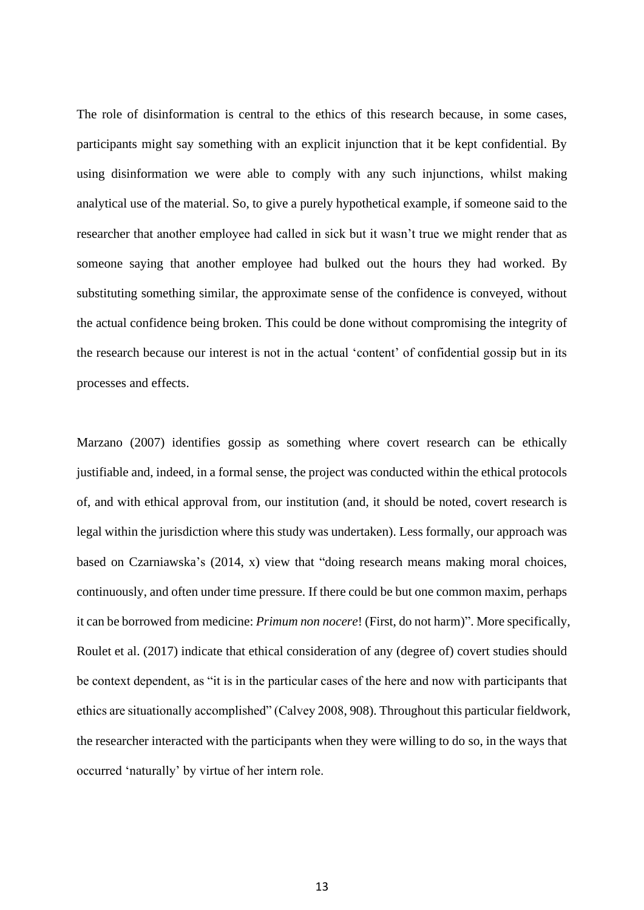The role of disinformation is central to the ethics of this research because, in some cases, participants might say something with an explicit injunction that it be kept confidential. By using disinformation we were able to comply with any such injunctions, whilst making analytical use of the material. So, to give a purely hypothetical example, if someone said to the researcher that another employee had called in sick but it wasn't true we might render that as someone saying that another employee had bulked out the hours they had worked. By substituting something similar, the approximate sense of the confidence is conveyed, without the actual confidence being broken. This could be done without compromising the integrity of the research because our interest is not in the actual 'content' of confidential gossip but in its processes and effects.

Marzano (2007) identifies gossip as something where covert research can be ethically justifiable and, indeed, in a formal sense, the project was conducted within the ethical protocols of, and with ethical approval from, our institution (and, it should be noted, covert research is legal within the jurisdiction where this study was undertaken). Less formally, our approach was based on Czarniawska's (2014, x) view that "doing research means making moral choices, continuously, and often under time pressure. If there could be but one common maxim, perhaps it can be borrowed from medicine: *Primum non nocere*! (First, do not harm)". More specifically, Roulet et al. (2017) indicate that ethical consideration of any (degree of) covert studies should be context dependent, as "it is in the particular cases of the here and now with participants that ethics are situationally accomplished" (Calvey 2008, 908). Throughout this particular fieldwork, the researcher interacted with the participants when they were willing to do so, in the ways that occurred 'naturally' by virtue of her intern role.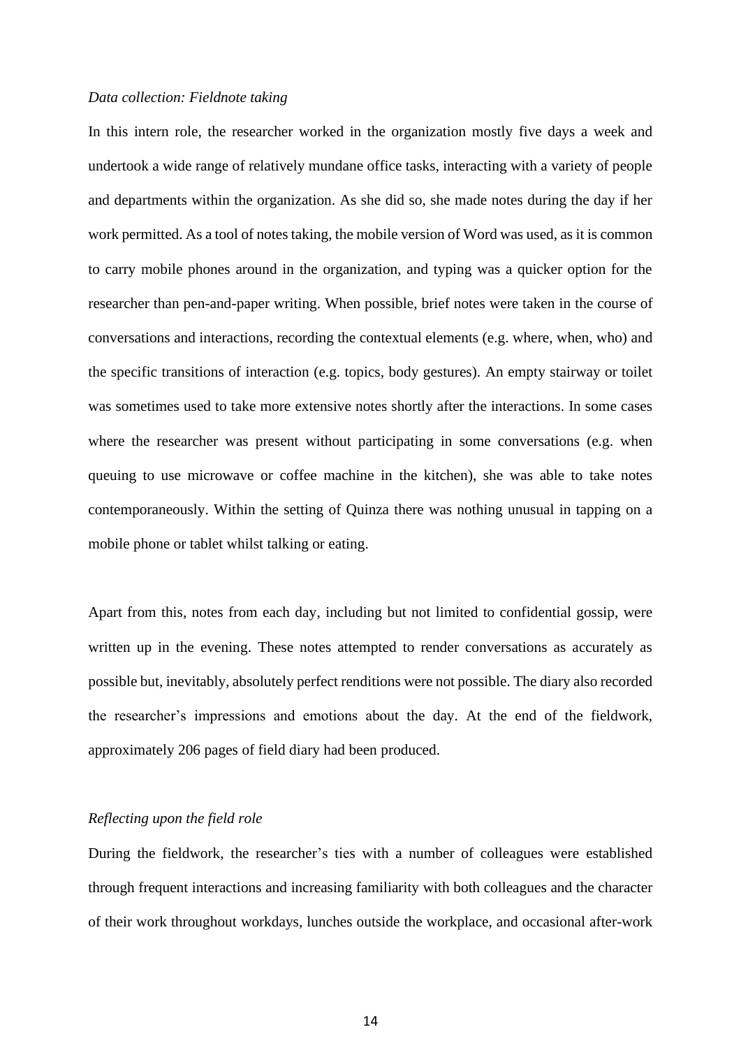*Data collection: Fieldnote taking*

In this intern role, the researcher worked in the organization mostly five days a week and undertook a wide range of relatively mundane office tasks, interacting with a variety of people and departments within the organization. As she did so, she made notes during the day if her work permitted. As a tool of notes taking, the mobile version of Word was used, as it is common to carry mobile phones around in the organization, and typing was a quicker option for the researcher than pen-and-paper writing. When possible, brief notes were taken in the course of conversations and interactions, recording the contextual elements (e.g. where, when, who) and the specific transitions of interaction (e.g. topics, body gestures). An empty stairway or toilet was sometimes used to take more extensive notes shortly after the interactions. In some cases where the researcher was present without participating in some conversations (e.g. when queuing to use microwave or coffee machine in the kitchen), she was able to take notes contemporaneously. Within the setting of Quinza there was nothing unusual in tapping on a mobile phone or tablet whilst talking or eating.

Apart from this, notes from each day, including but not limited to confidential gossip, were written up in the evening. These notes attempted to render conversations as accurately as possible but, inevitably, absolutely perfect renditions were not possible. The diary also recorded the researcher's impressions and emotions about the day. At the end of the fieldwork, approximately 206 pages of field diary had been produced.

*Reflecting upon the field role*

During the fieldwork, the researcher's ties with a number of colleagues were established through frequent interactions and increasing familiarity with both colleagues and the character of their work throughout workdays, lunches outside the workplace, and occasional after-work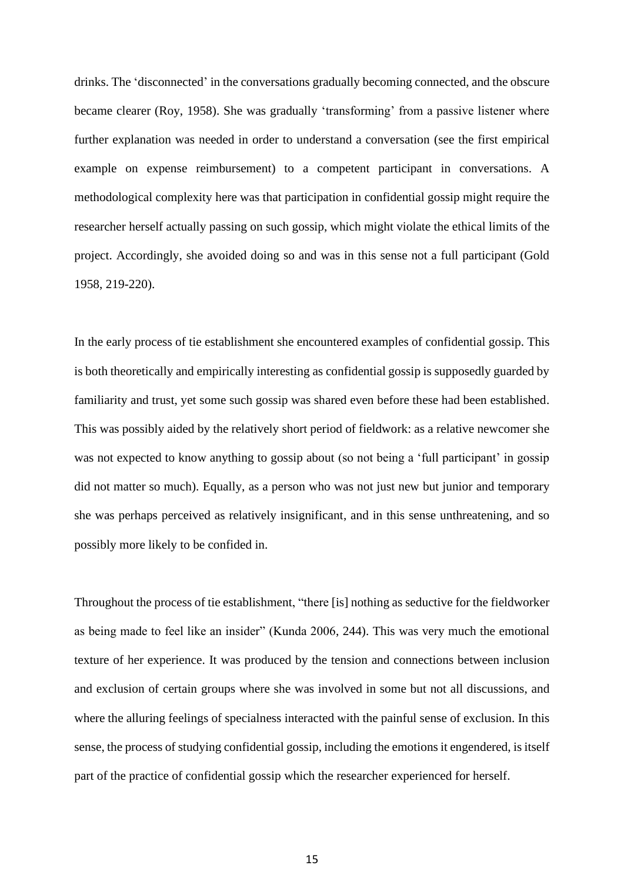drinks. The 'disconnected' in the conversations gradually becoming connected, and the obscure became clearer (Roy, 1958). She was gradually 'transforming' from a passive listener where further explanation was needed in order to understand a conversation (see the first empirical example on expense reimbursement) to a competent participant in conversations. A methodological complexity here was that participation in confidential gossip might require the researcher herself actually passing on such gossip, which might violate the ethical limits of the project. Accordingly, she avoided doing so and was in this sense not a full participant (Gold 1958, 219-220).

In the early process of tie establishment she encountered examples of confidential gossip. This is both theoretically and empirically interesting as confidential gossip is supposedly guarded by familiarity and trust, yet some such gossip was shared even before these had been established. This was possibly aided by the relatively short period of fieldwork: as a relative newcomer she was not expected to know anything to gossip about (so not being a 'full participant' in gossip did not matter so much). Equally, as a person who was not just new but junior and temporary she was perhaps perceived as relatively insignificant, and in this sense unthreatening, and so possibly more likely to be confided in.

Throughout the process of tie establishment, "there [is] nothing as seductive for the fieldworker as being made to feel like an insider" (Kunda 2006, 244). This was very much the emotional texture of her experience. It was produced by the tension and connections between inclusion and exclusion of certain groups where she was involved in some but not all discussions, and where the alluring feelings of specialness interacted with the painful sense of exclusion. In this sense, the process of studying confidential gossip, including the emotions it engendered, is itself part of the practice of confidential gossip which the researcher experienced for herself.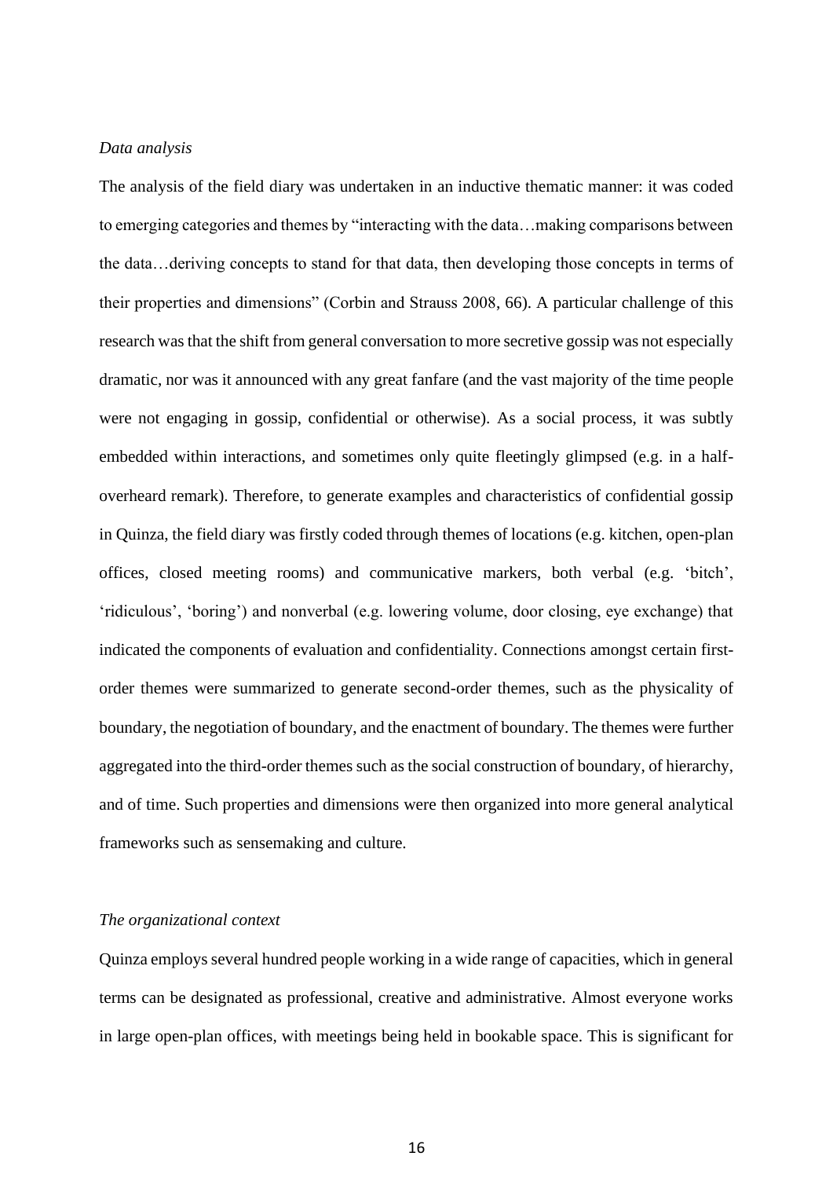*Data analysis*

The analysis of the field diary was undertaken in an inductive thematic manner: it was coded to emerging categories and themes by "interacting with the data…making comparisons between the data…deriving concepts to stand for that data, then developing those concepts in terms of their properties and dimensions" (Corbin and Strauss 2008, 66). A particular challenge of this research was that the shift from general conversation to more secretive gossip was not especially dramatic, nor was it announced with any great fanfare (and the vast majority of the time people were not engaging in gossip, confidential or otherwise). As a social process, it was subtly embedded within interactions, and sometimes only quite fleetingly glimpsed (e.g. in a half-overheard remark). Therefore, to generate examples and characteristics of confidential gossip in Quinza, the field diary was firstly coded through themes of locations (e.g. kitchen, open-plan offices, closed meeting rooms) and communicative markers, both verbal (e.g. 'bitch', 'ridiculous', 'boring') and nonverbal (e.g. lowering volume, door closing, eye exchange) that indicated the components of evaluation and confidentiality. Connections amongst certain first-order themes were summarized to generate second-order themes, such as the physicality of boundary, the negotiation of boundary, and the enactment of boundary. The themes were further aggregated into the third-order themes such as the social construction of boundary, of hierarchy, and of time. Such properties and dimensions were then organized into more general analytical frameworks such as sensemaking and culture.

*The organizational context*

Quinza employs several hundred people working in a wide range of capacities, which in general terms can be designated as professional, creative and administrative. Almost everyone works in large open-plan offices, with meetings being held in bookable space. This is significant for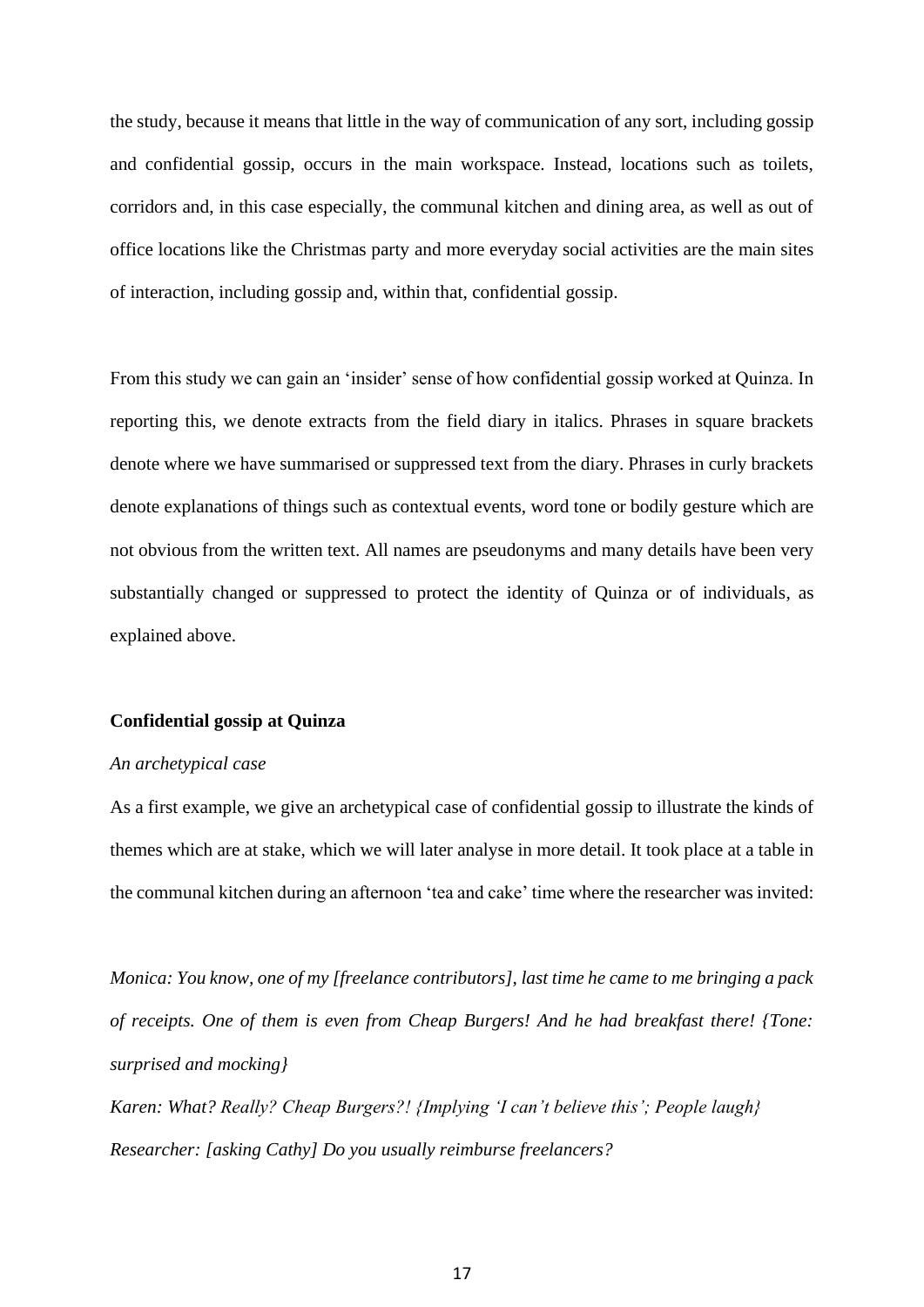the study, because it means that little in the way of communication of any sort, including gossip and confidential gossip, occurs in the main workspace. Instead, locations such as toilets, corridors and, in this case especially, the communal kitchen and dining area, as well as out of office locations like the Christmas party and more everyday social activities are the main sites of interaction, including gossip and, within that, confidential gossip.

From this study we can gain an 'insider' sense of how confidential gossip worked at Quinza. In reporting this, we denote extracts from the field diary in italics. Phrases in square brackets denote where we have summarised or suppressed text from the diary. Phrases in curly brackets denote explanations of things such as contextual events, word tone or bodily gesture which are not obvious from the written text. All names are pseudonyms and many details have been very substantially changed or suppressed to protect the identity of Quinza or of individuals, as explained above.

### Confidential gossip at Quinza

#### *An archetypical case*

As a first example, we give an archetypical case of confidential gossip to illustrate the kinds of themes which are at stake, which we will later analyse in more detail. It took place at a table in the communal kitchen during an afternoon 'tea and cake' time where the researcher was invited:

*Monica: You know, one of my [freelance contributors], last time he came to me bringing a pack of receipts. One of them is even from Cheap Burgers! And he had breakfast there! {Tone: surprised and mocking}*

*Karen: What? Really? Cheap Burgers?! {Implying 'I can't believe this'; People laugh}*

*Researcher: [asking Cathy] Do you usually reimburse freelancers?*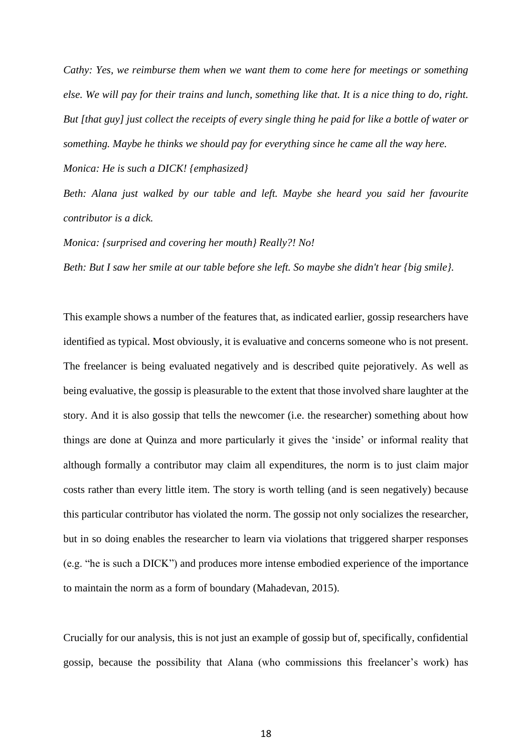*Cathy: Yes, we reimburse them when we want them to come here for meetings or something else. We will pay for their trains and lunch, something like that. It is a nice thing to do, right. But [that guy] just collect the receipts of every single thing he paid for like a bottle of water or something. Maybe he thinks we should pay for everything since he came all the way here.*

*Monica: He is such a DICK! {emphasized}*

*Beth: Alana just walked by our table and left. Maybe she heard you said her favourite contributor is a dick.*

*Monica: {surprised and covering her mouth} Really?! No!*

*Beth: But I saw her smile at our table before she left. So maybe she didn't hear {big smile}.*

This example shows a number of the features that, as indicated earlier, gossip researchers have identified as typical. Most obviously, it is evaluative and concerns someone who is not present. The freelancer is being evaluated negatively and is described quite pejoratively. As well as being evaluative, the gossip is pleasurable to the extent that those involved share laughter at the story. And it is also gossip that tells the newcomer (i.e. the researcher) something about how things are done at Quinza and more particularly it gives the 'inside' or informal reality that although formally a contributor may claim all expenditures, the norm is to just claim major costs rather than every little item. The story is worth telling (and is seen negatively) because this particular contributor has violated the norm. The gossip not only socializes the researcher, but in so doing enables the researcher to learn via violations that triggered sharper responses (e.g. "he is such a DICK") and produces more intense embodied experience of the importance to maintain the norm as a form of boundary (Mahadevan, 2015).

Crucially for our analysis, this is not just an example of gossip but of, specifically, confidential gossip, because the possibility that Alana (who commissions this freelancer's work) has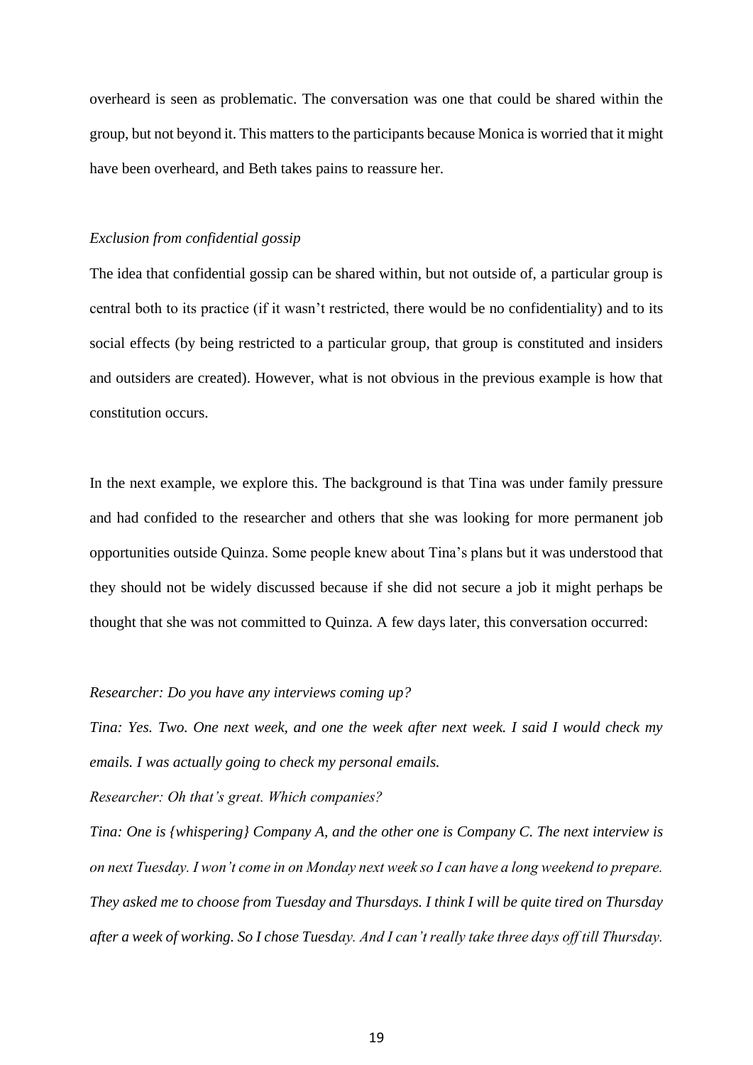overheard is seen as problematic. The conversation was one that could be shared within the group, but not beyond it. This matters to the participants because Monica is worried that it might have been overheard, and Beth takes pains to reassure her.

*Exclusion from confidential gossip*

The idea that confidential gossip can be shared within, but not outside of, a particular group is central both to its practice (if it wasn't restricted, there would be no confidentiality) and to its social effects (by being restricted to a particular group, that group is constituted and insiders and outsiders are created). However, what is not obvious in the previous example is how that constitution occurs.

In the next example, we explore this. The background is that Tina was under family pressure and had confided to the researcher and others that she was looking for more permanent job opportunities outside Quinza. Some people knew about Tina's plans but it was understood that they should not be widely discussed because if she did not secure a job it might perhaps be thought that she was not committed to Quinza. A few days later, this conversation occurred:

*Researcher: Do you have any interviews coming up?*

*Tina: Yes. Two. One next week, and one the week after next week. I said I would check my emails. I was actually going to check my personal emails.*

*Researcher: Oh that's great. Which companies?*

*Tina: One is {whispering} Company A, and the other one is Company C. The next interview is on next Tuesday. I won't come in on Monday next week so I can have a long weekend to prepare. They asked me to choose from Tuesday and Thursdays. I think I will be quite tired on Thursday after a week of working. So I chose Tuesday. And I can't really take three days off till Thursday.*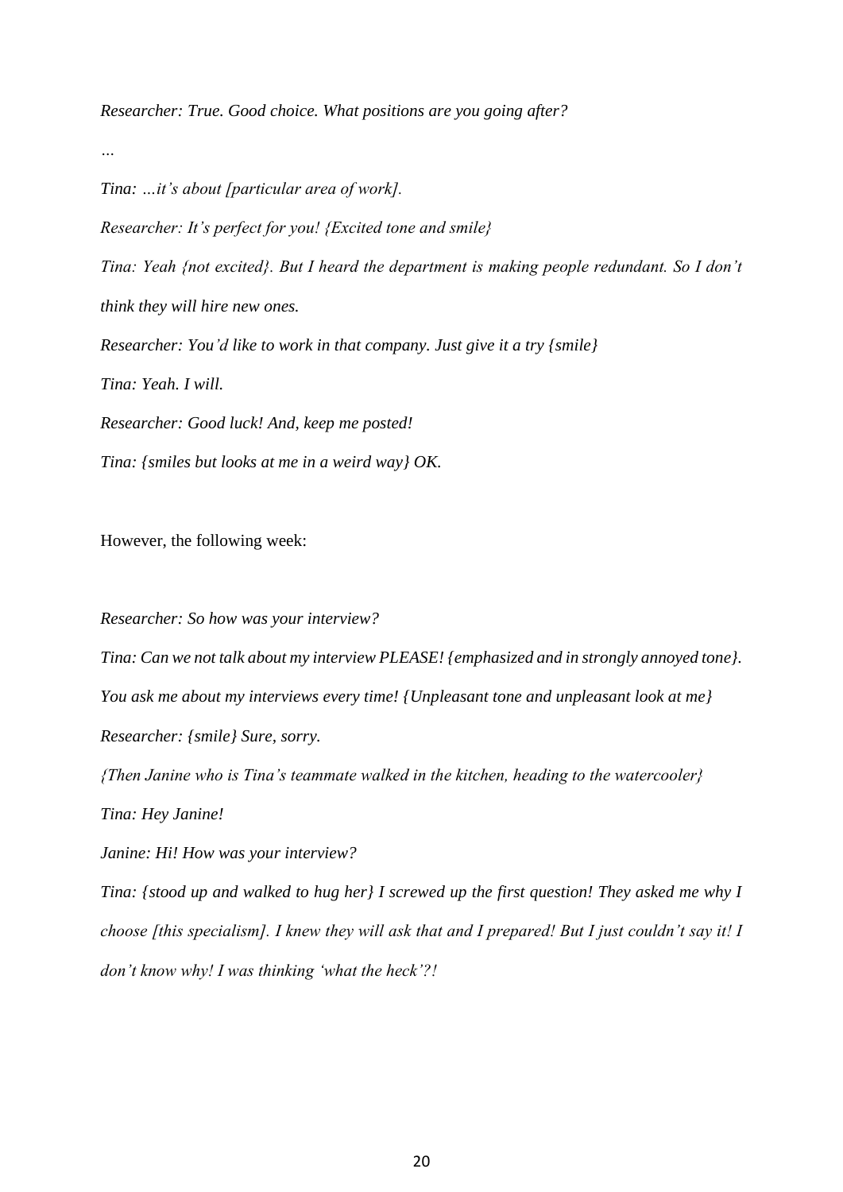*Researcher: True. Good choice. What positions are you going after?*

*…*

*Tina: …it's about [particular area of work].*

*Researcher: It's perfect for you! {Excited tone and smile}*

*Tina: Yeah {not excited}. But I heard the department is making people redundant. So I don't think they will hire new ones.*

*Researcher: You'd like to work in that company. Just give it a try {smile}*

*Tina: Yeah. I will.*

*Researcher: Good luck! And, keep me posted!*

*Tina: {smiles but looks at me in a weird way} OK.*

However, the following week:

*Researcher: So how was your interview?*

*Tina: Can we not talk about my interview PLEASE! {emphasized and in strongly annoyed tone}. You ask me about my interviews every time! {Unpleasant tone and unpleasant look at me}*

*Researcher: {smile} Sure, sorry.*

*{Then Janine who is Tina's teammate walked in the kitchen, heading to the watercooler}*

*Tina: Hey Janine!*

*Janine: Hi! How was your interview?*

*Tina: {stood up and walked to hug her} I screwed up the first question! They asked me why I choose [this specialism]. I knew they will ask that and I prepared! But I just couldn't say it! I don't know why! I was thinking 'what the heck'?!*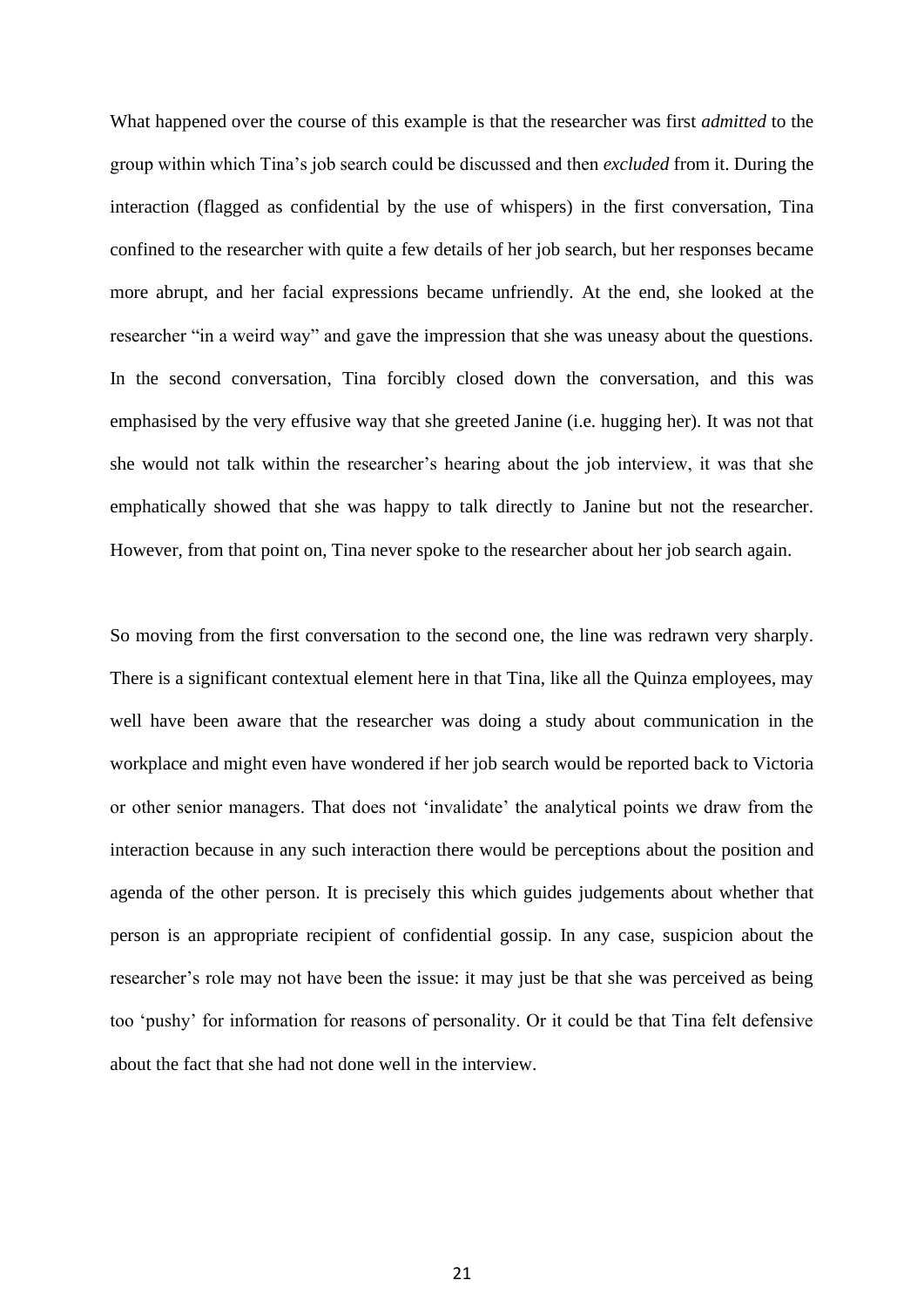What happened over the course of this example is that the researcher was first *admitted* to the group within which Tina's job search could be discussed and then *excluded* from it. During the interaction (flagged as confidential by the use of whispers) in the first conversation, Tina confined to the researcher with quite a few details of her job search, but her responses became more abrupt, and her facial expressions became unfriendly. At the end, she looked at the researcher "in a weird way" and gave the impression that she was uneasy about the questions. In the second conversation, Tina forcibly closed down the conversation, and this was emphasised by the very effusive way that she greeted Janine (i.e. hugging her). It was not that she would not talk within the researcher's hearing about the job interview, it was that she emphatically showed that she was happy to talk directly to Janine but not the researcher. However, from that point on, Tina never spoke to the researcher about her job search again.

So moving from the first conversation to the second one, the line was redrawn very sharply. There is a significant contextual element here in that Tina, like all the Quinza employees, may well have been aware that the researcher was doing a study about communication in the workplace and might even have wondered if her job search would be reported back to Victoria or other senior managers. That does not 'invalidate' the analytical points we draw from the interaction because in any such interaction there would be perceptions about the position and agenda of the other person. It is precisely this which guides judgements about whether that person is an appropriate recipient of confidential gossip. In any case, suspicion about the researcher's role may not have been the issue: it may just be that she was perceived as being too 'pushy' for information for reasons of personality. Or it could be that Tina felt defensive about the fact that she had not done well in the interview.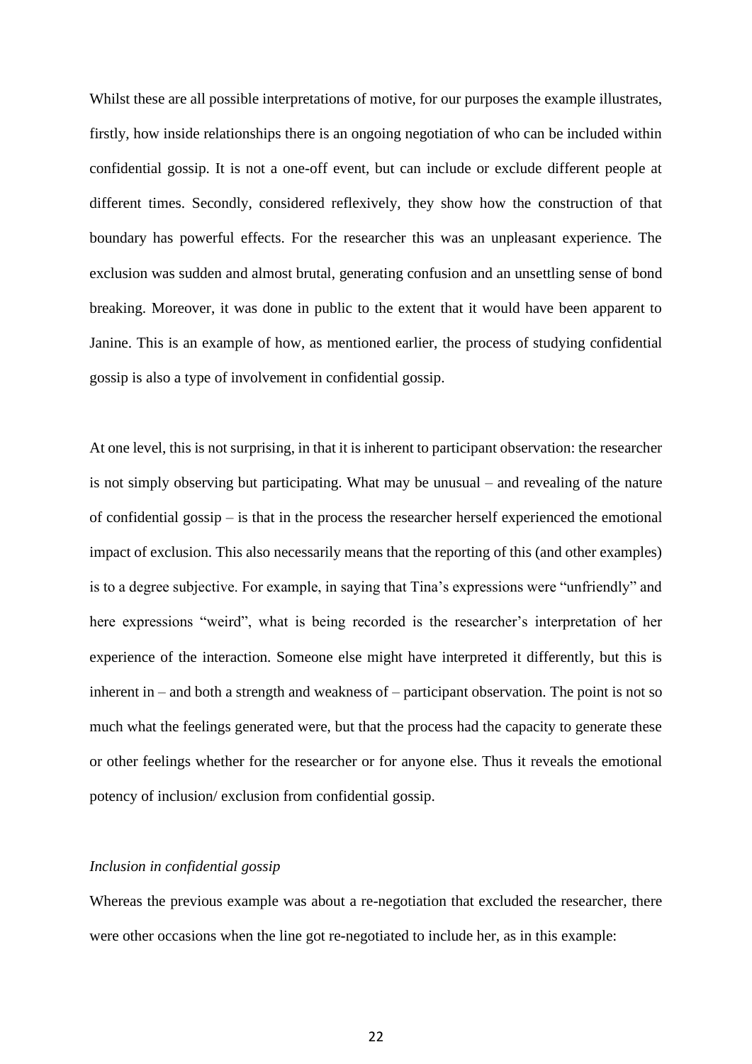Whilst these are all possible interpretations of motive, for our purposes the example illustrates, firstly, how inside relationships there is an ongoing negotiation of who can be included within confidential gossip. It is not a one-off event, but can include or exclude different people at different times. Secondly, considered reflexively, they show how the construction of that boundary has powerful effects. For the researcher this was an unpleasant experience. The exclusion was sudden and almost brutal, generating confusion and an unsettling sense of bond breaking. Moreover, it was done in public to the extent that it would have been apparent to Janine. This is an example of how, as mentioned earlier, the process of studying confidential gossip is also a type of involvement in confidential gossip.

At one level, this is not surprising, in that it is inherent to participant observation: the researcher is not simply observing but participating. What may be unusual – and revealing of the nature of confidential gossip – is that in the process the researcher herself experienced the emotional impact of exclusion. This also necessarily means that the reporting of this (and other examples) is to a degree subjective. For example, in saying that Tina's expressions were "unfriendly" and here expressions "weird", what is being recorded is the researcher's interpretation of her experience of the interaction. Someone else might have interpreted it differently, but this is inherent in – and both a strength and weakness of – participant observation. The point is not so much what the feelings generated were, but that the process had the capacity to generate these or other feelings whether for the researcher or for anyone else. Thus it reveals the emotional potency of inclusion/ exclusion from confidential gossip.

*Inclusion in confidential gossip*

Whereas the previous example was about a re-negotiation that excluded the researcher, there were other occasions when the line got re-negotiated to include her, as in this example: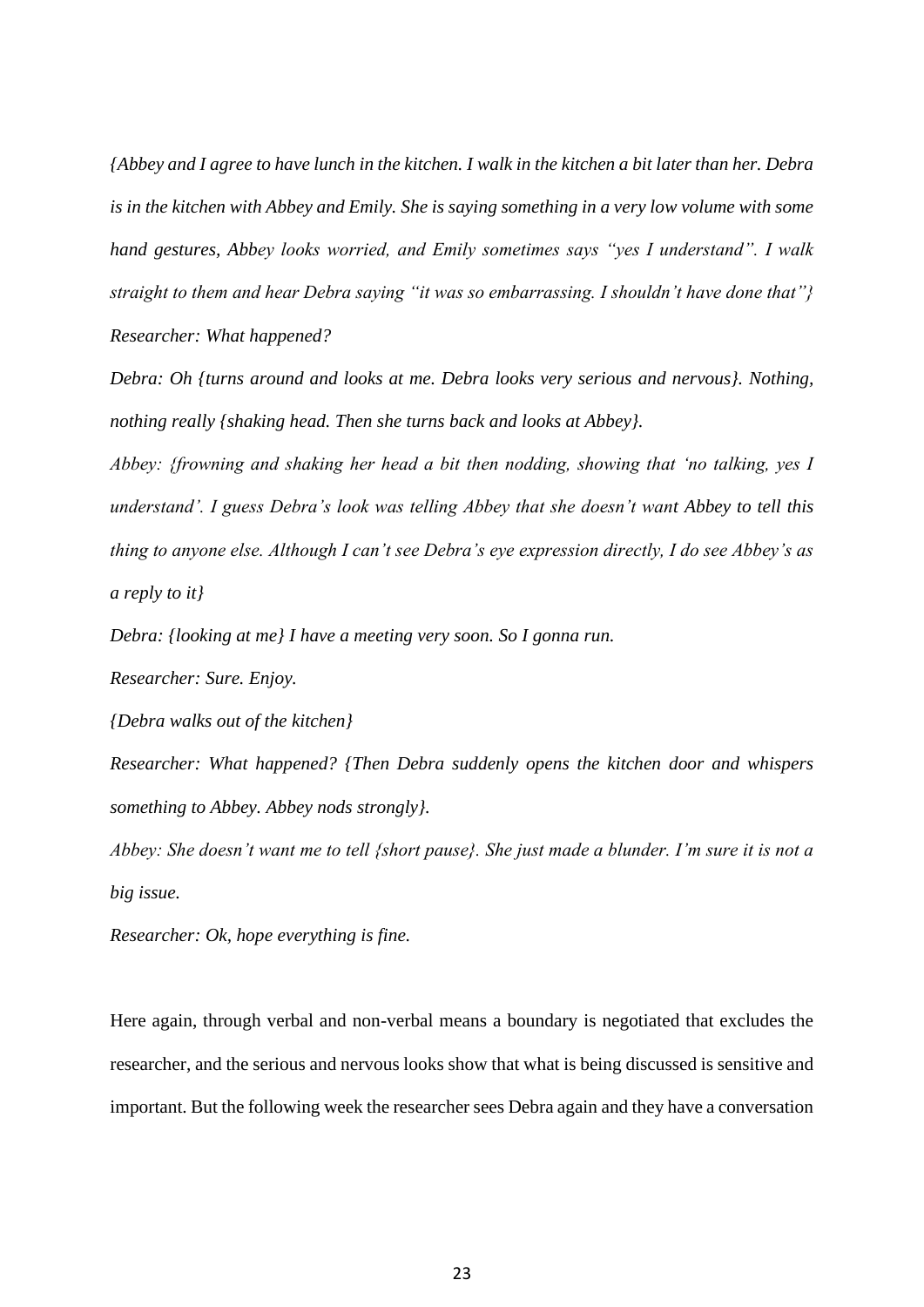*{Abbey and I agree to have lunch in the kitchen. I walk in the kitchen a bit later than her. Debra is in the kitchen with Abbey and Emily. She is saying something in a very low volume with some hand gestures, Abbey looks worried, and Emily sometimes says "yes I understand". I walk straight to them and hear Debra saying "it was so embarrassing. I shouldn't have done that"}*

*Researcher: What happened?*

*Debra: Oh {turns around and looks at me. Debra looks very serious and nervous}. Nothing, nothing really {shaking head. Then she turns back and looks at Abbey}.*

*Abbey: {frowning and shaking her head a bit then nodding, showing that 'no talking, yes I understand'. I guess Debra's look was telling Abbey that she doesn't want Abbey to tell this thing to anyone else. Although I can't see Debra's eye expression directly, I do see Abbey's as a reply to it}*

*Debra: {looking at me} I have a meeting very soon. So I gonna run.*

*Researcher: Sure. Enjoy.*

*{Debra walks out of the kitchen}*

*Researcher: What happened? {Then Debra suddenly opens the kitchen door and whispers something to Abbey. Abbey nods strongly}.*

*Abbey: She doesn't want me to tell {short pause}. She just made a blunder. I'm sure it is not a big issue.*

*Researcher: Ok, hope everything is fine.*

Here again, through verbal and non-verbal means a boundary is negotiated that excludes the researcher, and the serious and nervous looks show that what is being discussed is sensitive and important. But the following week the researcher sees Debra again and they have a conversation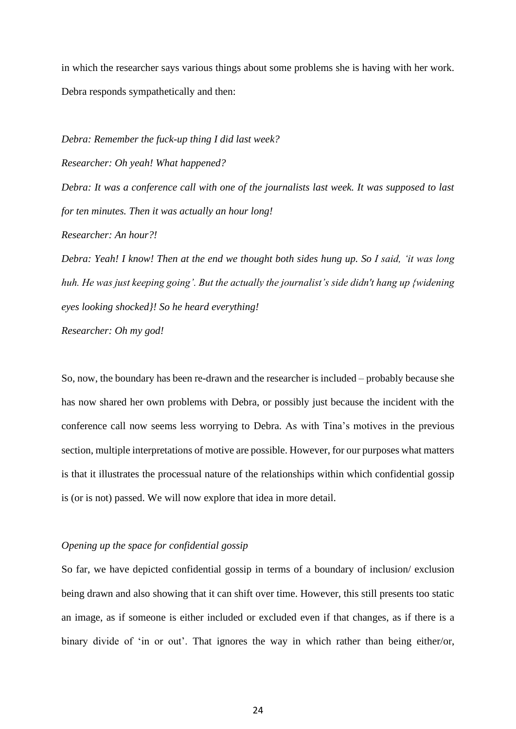in which the researcher says various things about some problems she is having with her work. Debra responds sympathetically and then:

*Debra: Remember the fuck-up thing I did last week?*

*Researcher: Oh yeah! What happened?*

*Debra: It was a conference call with one of the journalists last week. It was supposed to last for ten minutes. Then it was actually an hour long!*

*Researcher: An hour?!*

*Debra: Yeah! I know! Then at the end we thought both sides hung up. So I said, 'it was long huh. He was just keeping going'. But the actually the journalist's side didn't hang up {widening eyes looking shocked}! So he heard everything!*

*Researcher: Oh my god!*

So, now, the boundary has been re-drawn and the researcher is included – probably because she has now shared her own problems with Debra, or possibly just because the incident with the conference call now seems less worrying to Debra. As with Tina's motives in the previous section, multiple interpretations of motive are possible. However, for our purposes what matters is that it illustrates the processual nature of the relationships within which confidential gossip is (or is not) passed. We will now explore that idea in more detail.

*Opening up the space for confidential gossip*

So far, we have depicted confidential gossip in terms of a boundary of inclusion/ exclusion being drawn and also showing that it can shift over time. However, this still presents too static an image, as if someone is either included or excluded even if that changes, as if there is a binary divide of 'in or out'. That ignores the way in which rather than being either/or,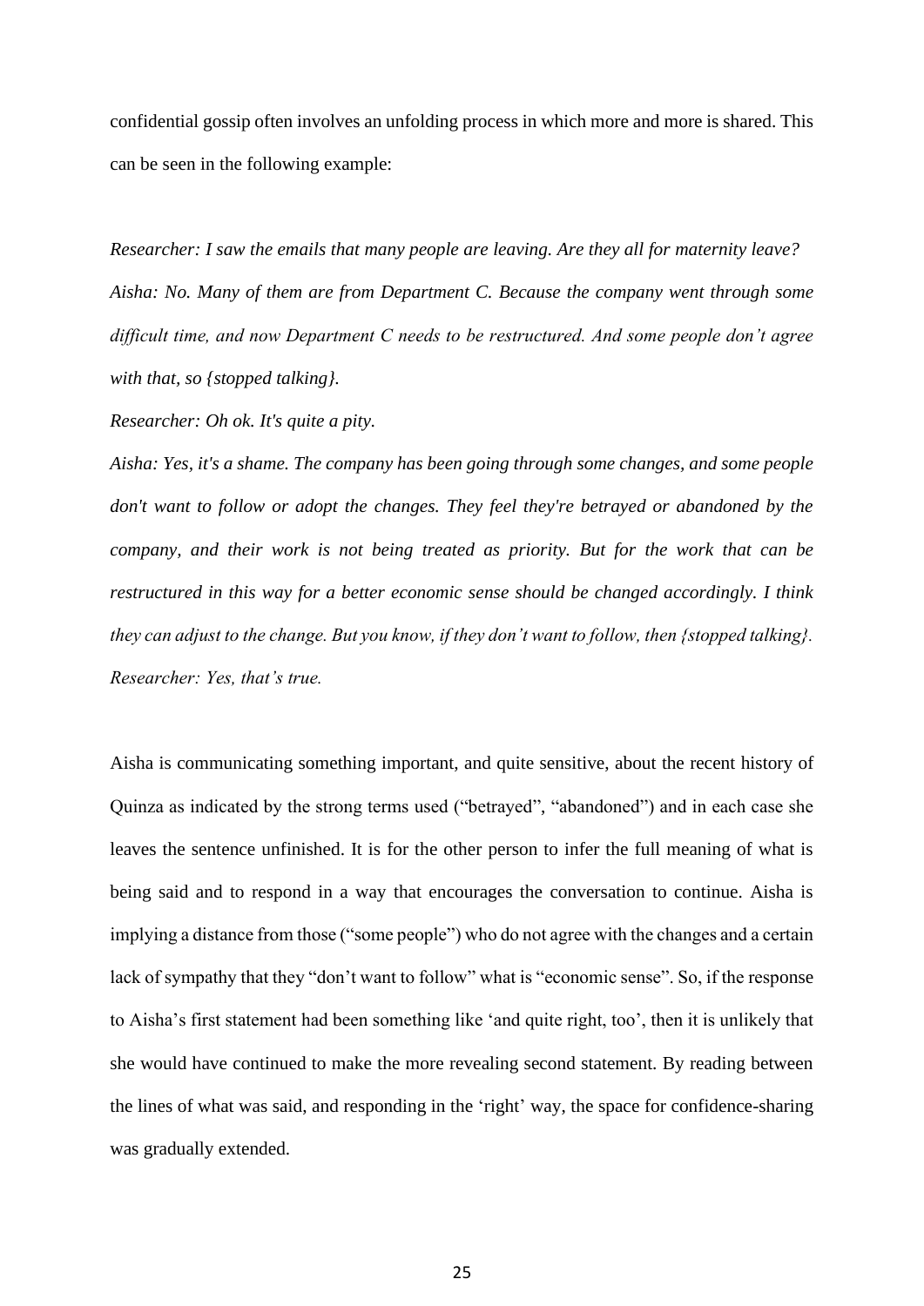confidential gossip often involves an unfolding process in which more and more is shared. This can be seen in the following example:

*Researcher: I saw the emails that many people are leaving. Are they all for maternity leave?*

*Aisha: No. Many of them are from Department C. Because the company went through some difficult time, and now Department C needs to be restructured. And some people don't agree with that, so {stopped talking}.*

*Researcher: Oh ok. It's quite a pity.*

*Aisha: Yes, it's a shame. The company has been going through some changes, and some people don't want to follow or adopt the changes. They feel they're betrayed or abandoned by the company, and their work is not being treated as priority. But for the work that can be restructured in this way for a better economic sense should be changed accordingly. I think they can adjust to the change. But you know, if they don't want to follow, then {stopped talking}.*

*Researcher: Yes, that's true.*

Aisha is communicating something important, and quite sensitive, about the recent history of Quinza as indicated by the strong terms used ("betrayed", "abandoned") and in each case she leaves the sentence unfinished. It is for the other person to infer the full meaning of what is being said and to respond in a way that encourages the conversation to continue. Aisha is implying a distance from those ("some people") who do not agree with the changes and a certain lack of sympathy that they "don't want to follow" what is "economic sense". So, if the response to Aisha's first statement had been something like 'and quite right, too', then it is unlikely that she would have continued to make the more revealing second statement. By reading between the lines of what was said, and responding in the 'right' way, the space for confidence-sharing was gradually extended.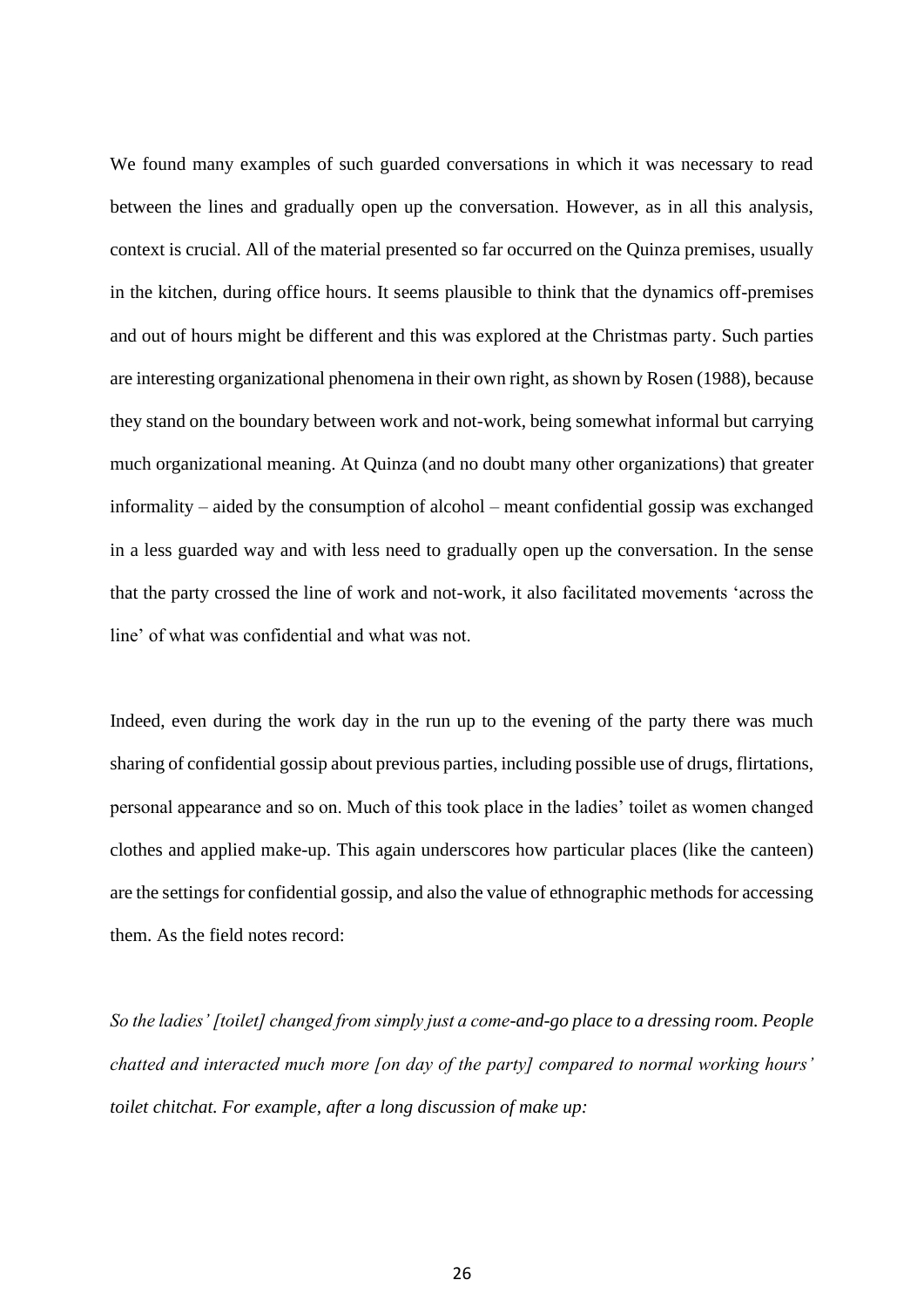We found many examples of such guarded conversations in which it was necessary to read between the lines and gradually open up the conversation. However, as in all this analysis, context is crucial. All of the material presented so far occurred on the Quinza premises, usually in the kitchen, during office hours. It seems plausible to think that the dynamics off-premises and out of hours might be different and this was explored at the Christmas party. Such parties are interesting organizational phenomena in their own right, as shown by Rosen (1988), because they stand on the boundary between work and not-work, being somewhat informal but carrying much organizational meaning. At Quinza (and no doubt many other organizations) that greater informality – aided by the consumption of alcohol – meant confidential gossip was exchanged in a less guarded way and with less need to gradually open up the conversation. In the sense that the party crossed the line of work and not-work, it also facilitated movements 'across the line' of what was confidential and what was not.

Indeed, even during the work day in the run up to the evening of the party there was much sharing of confidential gossip about previous parties, including possible use of drugs, flirtations, personal appearance and so on. Much of this took place in the ladies' toilet as women changed clothes and applied make-up. This again underscores how particular places (like the canteen) are the settings for confidential gossip, and also the value of ethnographic methods for accessing them. As the field notes record:

*So the ladies' [toilet] changed from simply just a come-and-go place to a dressing room. People chatted and interacted much more [on day of the party] compared to normal working hours' toilet chitchat. For example, after a long discussion of make up:*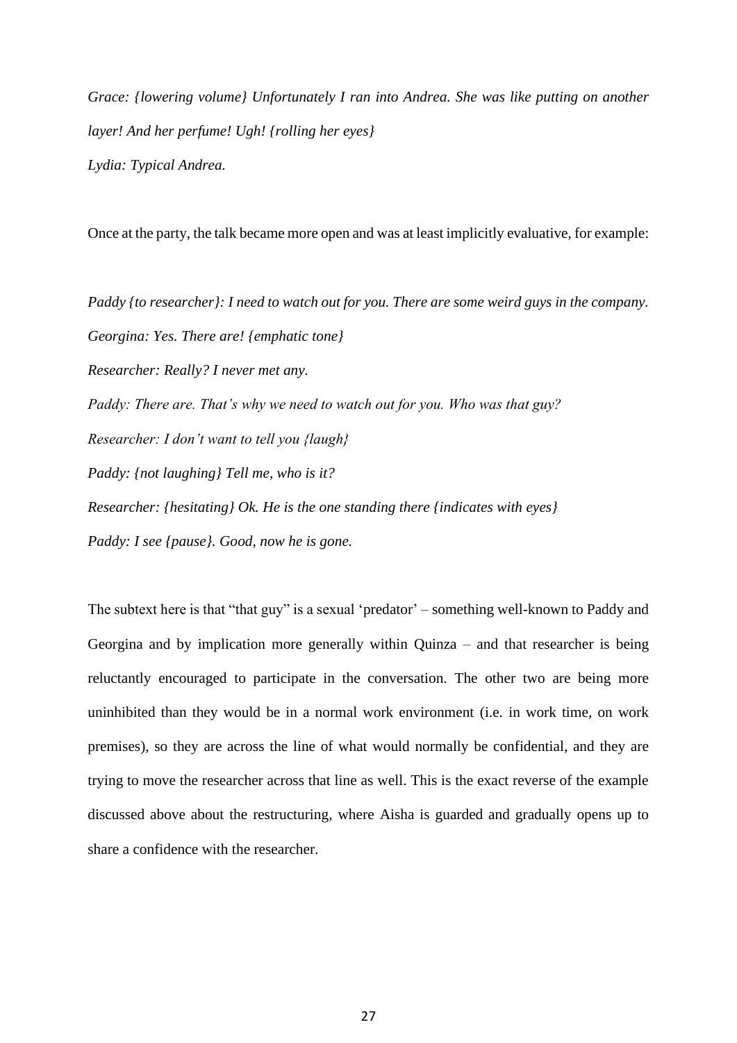*Grace: {lowering volume} Unfortunately I ran into Andrea. She was like putting on another layer! And her perfume! Ugh! {rolling her eyes}*

*Lydia: Typical Andrea.*

Once at the party, the talk became more open and was at least implicitly evaluative, for example:

*Paddy {to researcher}: I need to watch out for you. There are some weird guys in the company.*

*Georgina: Yes. There are! {emphatic tone}*

*Researcher: Really? I never met any.*

*Paddy: There are. That's why we need to watch out for you. Who was that guy?*

*Researcher: I don't want to tell you {laugh}*

*Paddy: {not laughing} Tell me, who is it?*

*Researcher: {hesitating} Ok. He is the one standing there {indicates with eyes}*

*Paddy: I see {pause}. Good, now he is gone.*

The subtext here is that "that guy" is a sexual 'predator' – something well-known to Paddy and Georgina and by implication more generally within Quinza – and that researcher is being reluctantly encouraged to participate in the conversation. The other two are being more uninhibited than they would be in a normal work environment (i.e. in work time, on work premises), so they are across the line of what would normally be confidential, and they are trying to move the researcher across that line as well. This is the exact reverse of the example discussed above about the restructuring, where Aisha is guarded and gradually opens up to share a confidence with the researcher.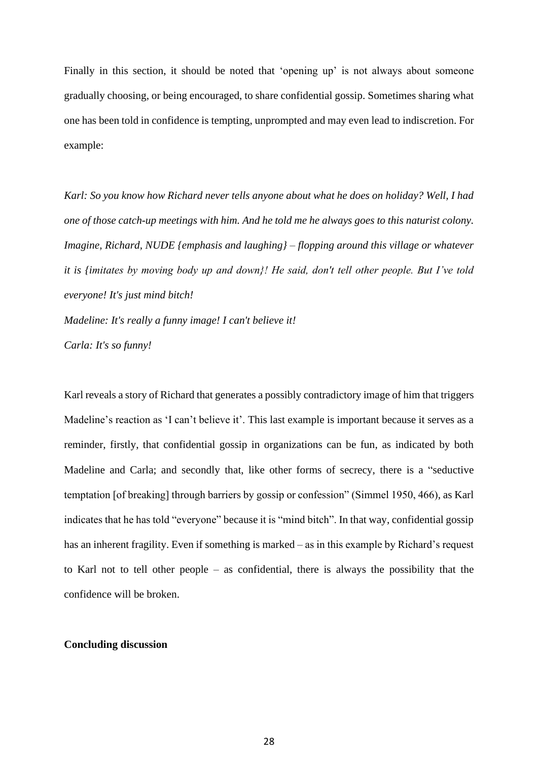Finally in this section, it should be noted that 'opening up' is not always about someone gradually choosing, or being encouraged, to share confidential gossip. Sometimes sharing what one has been told in confidence is tempting, unprompted and may even lead to indiscretion. For example:

*Karl: So you know how Richard never tells anyone about what he does on holiday? Well, I had one of those catch-up meetings with him. And he told me he always goes to this naturist colony. Imagine, Richard, NUDE {emphasis and laughing} – flopping around this village or whatever it is {imitates by moving body up and down}! He said, don't tell other people. But I've told everyone! It's just mind bitch!*

*Madeline: It's really a funny image! I can't believe it!*

*Carla: It's so funny!*

Karl reveals a story of Richard that generates a possibly contradictory image of him that triggers Madeline's reaction as 'I can't believe it'. This last example is important because it serves as a reminder, firstly, that confidential gossip in organizations can be fun, as indicated by both Madeline and Carla; and secondly that, like other forms of secrecy, there is a "seductive temptation [of breaking] through barriers by gossip or confession" (Simmel 1950, 466), as Karl indicates that he has told "everyone" because it is "mind bitch". In that way, confidential gossip has an inherent fragility. Even if something is marked – as in this example by Richard's request to Karl not to tell other people – as confidential, there is always the possibility that the confidence will be broken.

**Concluding discussion**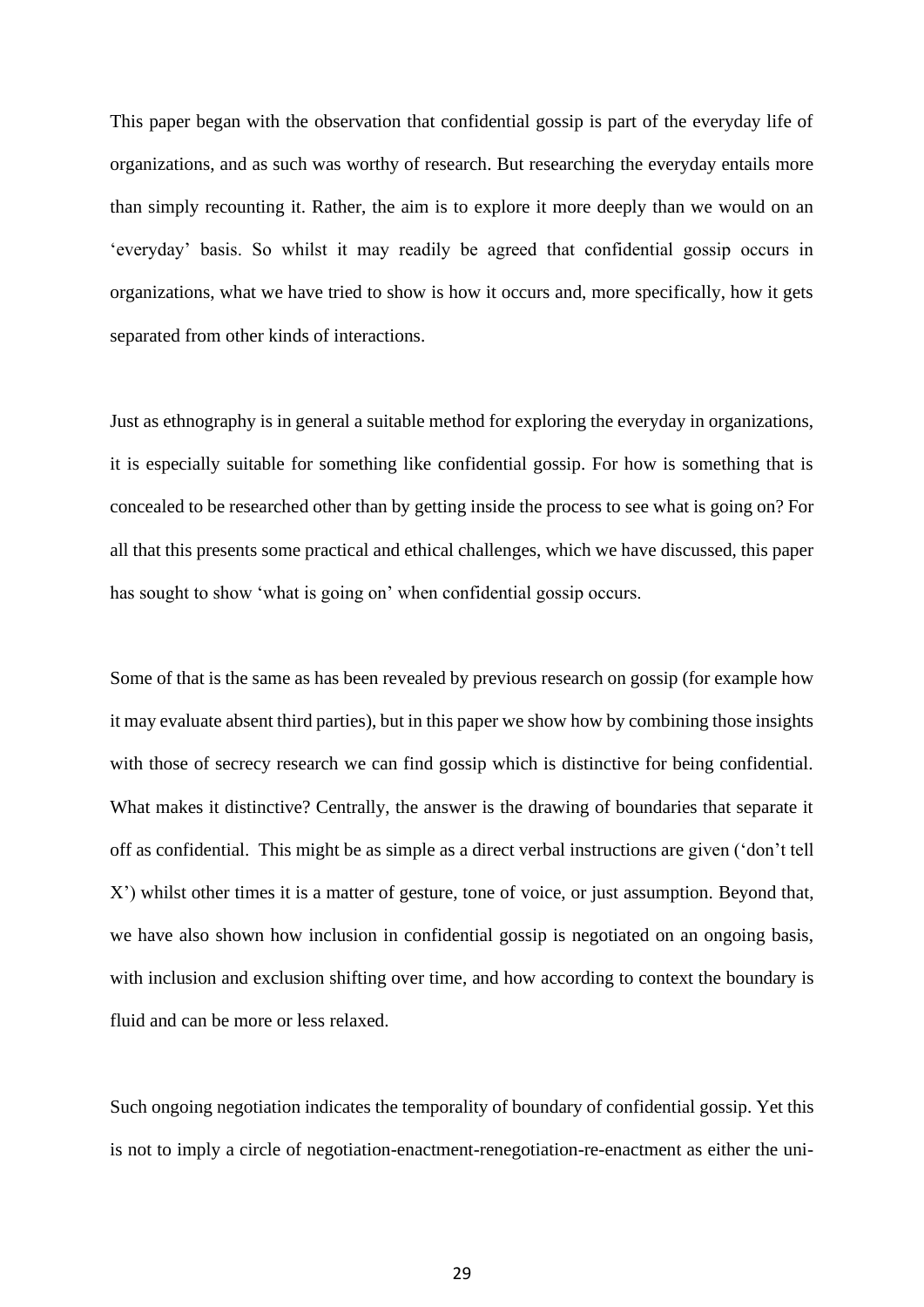This paper began with the observation that confidential gossip is part of the everyday life of organizations, and as such was worthy of research. But researching the everyday entails more than simply recounting it. Rather, the aim is to explore it more deeply than we would on an 'everyday' basis. So whilst it may readily be agreed that confidential gossip occurs in organizations, what we have tried to show is how it occurs and, more specifically, how it gets separated from other kinds of interactions.

Just as ethnography is in general a suitable method for exploring the everyday in organizations, it is especially suitable for something like confidential gossip. For how is something that is concealed to be researched other than by getting inside the process to see what is going on? For all that this presents some practical and ethical challenges, which we have discussed, this paper has sought to show 'what is going on' when confidential gossip occurs.

Some of that is the same as has been revealed by previous research on gossip (for example how it may evaluate absent third parties), but in this paper we show how by combining those insights with those of secrecy research we can find gossip which is distinctive for being confidential. What makes it distinctive? Centrally, the answer is the drawing of boundaries that separate it off as confidential. This might be as simple as a direct verbal instructions are given ('don't tell X') whilst other times it is a matter of gesture, tone of voice, or just assumption. Beyond that, we have also shown how inclusion in confidential gossip is negotiated on an ongoing basis, with inclusion and exclusion shifting over time, and how according to context the boundary is fluid and can be more or less relaxed.

Such ongoing negotiation indicates the temporality of boundary of confidential gossip. Yet this is not to imply a circle of negotiation-enactment-renegotiation-re-enactment as either the uni-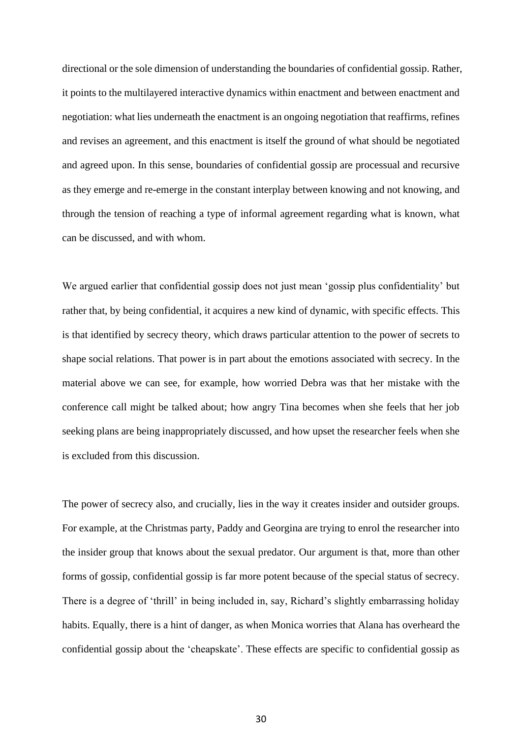directional or the sole dimension of understanding the boundaries of confidential gossip. Rather, it points to the multilayered interactive dynamics within enactment and between enactment and negotiation: what lies underneath the enactment is an ongoing negotiation that reaffirms, refines and revises an agreement, and this enactment is itself the ground of what should be negotiated and agreed upon. In this sense, boundaries of confidential gossip are processual and recursive as they emerge and re-emerge in the constant interplay between knowing and not knowing, and through the tension of reaching a type of informal agreement regarding what is known, what can be discussed, and with whom.

We argued earlier that confidential gossip does not just mean 'gossip plus confidentiality' but rather that, by being confidential, it acquires a new kind of dynamic, with specific effects. This is that identified by secrecy theory, which draws particular attention to the power of secrets to shape social relations. That power is in part about the emotions associated with secrecy. In the material above we can see, for example, how worried Debra was that her mistake with the conference call might be talked about; how angry Tina becomes when she feels that her job seeking plans are being inappropriately discussed, and how upset the researcher feels when she is excluded from this discussion.

The power of secrecy also, and crucially, lies in the way it creates insider and outsider groups. For example, at the Christmas party, Paddy and Georgina are trying to enrol the researcher into the insider group that knows about the sexual predator. Our argument is that, more than other forms of gossip, confidential gossip is far more potent because of the special status of secrecy. There is a degree of 'thrill' in being included in, say, Richard's slightly embarrassing holiday habits. Equally, there is a hint of danger, as when Monica worries that Alana has overheard the confidential gossip about the 'cheapskate'. These effects are specific to confidential gossip as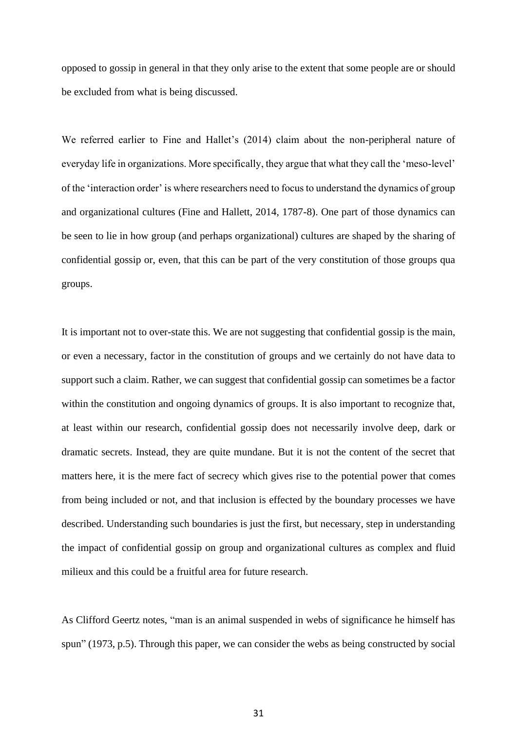opposed to gossip in general in that they only arise to the extent that some people are or should be excluded from what is being discussed.

We referred earlier to Fine and Hallet's (2014) claim about the non-peripheral nature of everyday life in organizations. More specifically, they argue that what they call the 'meso-level' of the 'interaction order' is where researchers need to focus to understand the dynamics of group and organizational cultures (Fine and Hallett, 2014, 1787-8). One part of those dynamics can be seen to lie in how group (and perhaps organizational) cultures are shaped by the sharing of confidential gossip or, even, that this can be part of the very constitution of those groups qua groups.

It is important not to over-state this. We are not suggesting that confidential gossip is the main, or even a necessary, factor in the constitution of groups and we certainly do not have data to support such a claim. Rather, we can suggest that confidential gossip can sometimes be a factor within the constitution and ongoing dynamics of groups. It is also important to recognize that, at least within our research, confidential gossip does not necessarily involve deep, dark or dramatic secrets. Instead, they are quite mundane. But it is not the content of the secret that matters here, it is the mere fact of secrecy which gives rise to the potential power that comes from being included or not, and that inclusion is effected by the boundary processes we have described. Understanding such boundaries is just the first, but necessary, step in understanding the impact of confidential gossip on group and organizational cultures as complex and fluid milieux and this could be a fruitful area for future research.

As Clifford Geertz notes, "man is an animal suspended in webs of significance he himself has spun" (1973, p.5). Through this paper, we can consider the webs as being constructed by social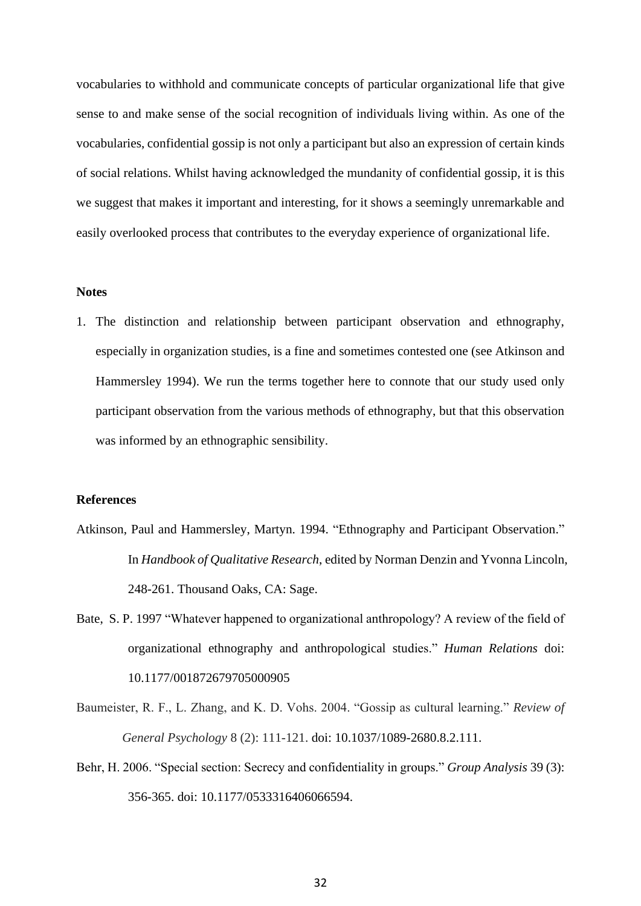vocabularies to withhold and communicate concepts of particular organizational life that give sense to and make sense of the social recognition of individuals living within. As one of the vocabularies, confidential gossip is not only a participant but also an expression of certain kinds of social relations. Whilst having acknowledged the mundanity of confidential gossip, it is this we suggest that makes it important and interesting, for it shows a seemingly unremarkable and easily overlooked process that contributes to the everyday experience of organizational life.

**Notes**

1. The distinction and relationship between participant observation and ethnography, especially in organization studies, is a fine and sometimes contested one (see Atkinson and Hammersley 1994). We run the terms together here to connote that our study used only participant observation from the various methods of ethnography, but that this observation was informed by an ethnographic sensibility.

**References**

Atkinson, Paul and Hammersley, Martyn. 1994. "Ethnography and Participant Observation." In *Handbook of Qualitative Research*, edited by Norman Denzin and Yvonna Lincoln, 248-261. Thousand Oaks, CA: Sage.

Bate, S. P. 1997 "Whatever happened to organizational anthropology? A review of the field of organizational ethnography and anthropological studies." *Human Relations* doi: 10.1177/001872679705000905

Baumeister, R. F., L. Zhang, and K. D. Vohs. 2004. "Gossip as cultural learning." *Review of General Psychology* 8 (2): 111-121. doi: 10.1037/1089-2680.8.2.111.

Behr, H. 2006. "Special section: Secrecy and confidentiality in groups." *Group Analysis* 39 (3): 356-365. doi: 10.1177/0533316406066594.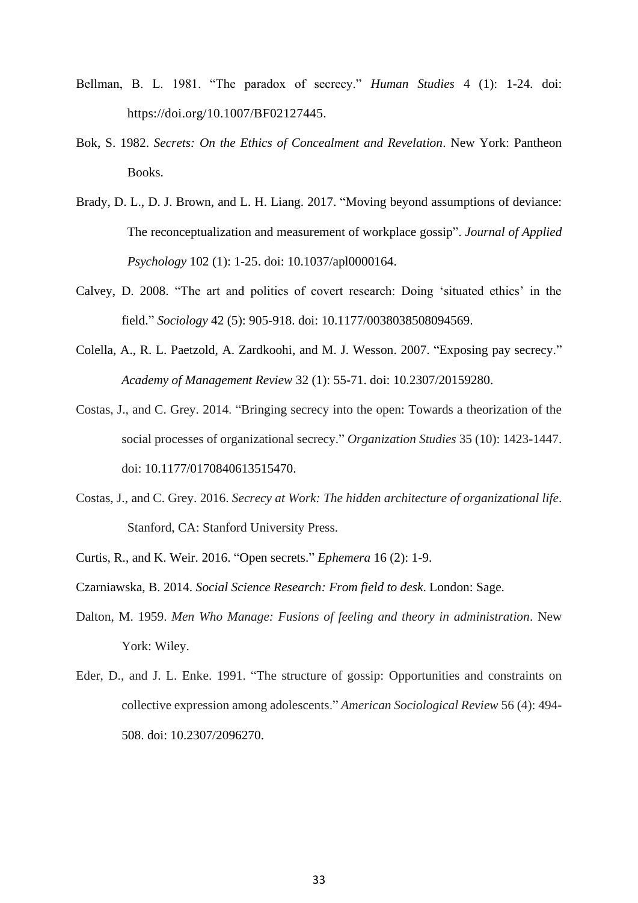Bellman, B. L. 1981. "The paradox of secrecy." *Human Studies* 4 (1): 1-24. doi: https://doi.org/10.1007/BF02127445.

Bok, S. 1982. *Secrets: On the Ethics of Concealment and Revelation*. New York: Pantheon Books.

Brady, D. L., D. J. Brown, and L. H. Liang. 2017. "Moving beyond assumptions of deviance: The reconceptualization and measurement of workplace gossip". *Journal of Applied Psychology* 102 (1): 1-25. doi: 10.1037/apl0000164.

Calvey, D. 2008. "The art and politics of covert research: Doing 'situated ethics' in the field." *Sociology* 42 (5): 905-918. doi: 10.1177/0038038508094569.

Colella, A., R. L. Paetzold, A. Zardkoohi, and M. J. Wesson. 2007. "Exposing pay secrecy." *Academy of Management Review* 32 (1): 55-71. doi: 10.2307/20159280.

Costas, J., and C. Grey. 2014. "Bringing secrecy into the open: Towards a theorization of the social processes of organizational secrecy." *Organization Studies* 35 (10): 1423-1447. doi: 10.1177/0170840613515470.

Costas, J., and C. Grey. 2016. *Secrecy at Work: The hidden architecture of organizational life*. Stanford, CA: Stanford University Press.

Curtis, R., and K. Weir. 2016. "Open secrets." *Ephemera* 16 (2): 1-9.

Czarniawska, B. 2014. *Social Science Research: From field to desk*. London: Sage.

Dalton, M. 1959. *Men Who Manage: Fusions of feeling and theory in administration*. New York: Wiley.

Eder, D., and J. L. Enke. 1991. "The structure of gossip: Opportunities and constraints on collective expression among adolescents." *American Sociological Review* 56 (4): 494-508. doi: 10.2307/2096270.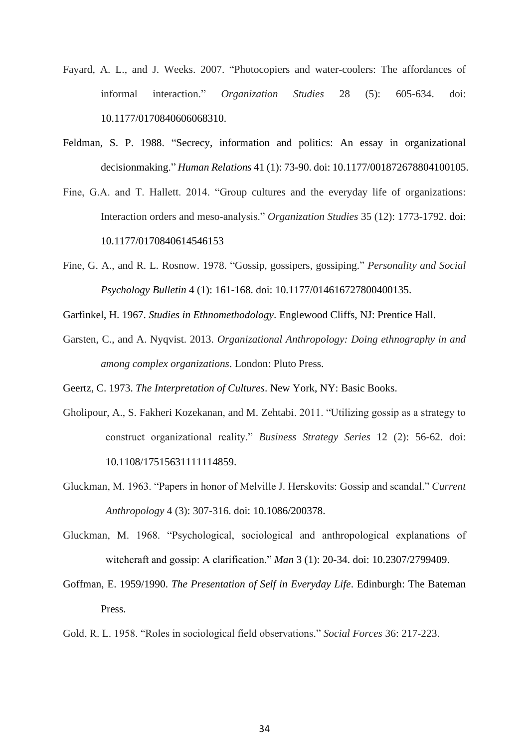Fayard, A. L., and J. Weeks. 2007. "Photocopiers and water-coolers: The affordances of informal interaction." *Organization Studies* 28 (5): 605-634. doi: 10.1177/0170840606068310.

Feldman, S. P. 1988. "Secrecy, information and politics: An essay in organizational decisionmaking." *Human Relations* 41 (1): 73-90. doi: 10.1177/001872678804100105.

Fine, G.A. and T. Hallett. 2014. "Group cultures and the everyday life of organizations: Interaction orders and meso-analysis." *Organization Studies* 35 (12): 1773-1792. doi: 10.1177/0170840614546153

Fine, G. A., and R. L. Rosnow. 1978. "Gossip, gossipers, gossiping." *Personality and Social Psychology Bulletin* 4 (1): 161-168. doi: 10.1177/014616727800400135.

Garfinkel, H. 1967. *Studies in Ethnomethodology*. Englewood Cliffs, NJ: Prentice Hall.

Garsten, C., and A. Nyqvist. 2013. *Organizational Anthropology: Doing ethnography in and among complex organizations*. London: Pluto Press.

Geertz, C. 1973. *The Interpretation of Cultures*. New York, NY: Basic Books.

Gholipour, A., S. Fakheri Kozekanan, and M. Zehtabi. 2011. "Utilizing gossip as a strategy to construct organizational reality." *Business Strategy Series* 12 (2): 56-62. doi: 10.1108/17515631111114859.

Gluckman, M. 1963. "Papers in honor of Melville J. Herskovits: Gossip and scandal." *Current Anthropology* 4 (3): 307-316. doi: 10.1086/200378.

Gluckman, M. 1968. "Psychological, sociological and anthropological explanations of witchcraft and gossip: A clarification." *Man* 3 (1): 20-34. doi: 10.2307/2799409.

Goffman, E. 1959/1990. *The Presentation of Self in Everyday Life*. Edinburgh: The Bateman Press.

Gold, R. L. 1958. "Roles in sociological field observations." *Social Forces* 36: 217-223.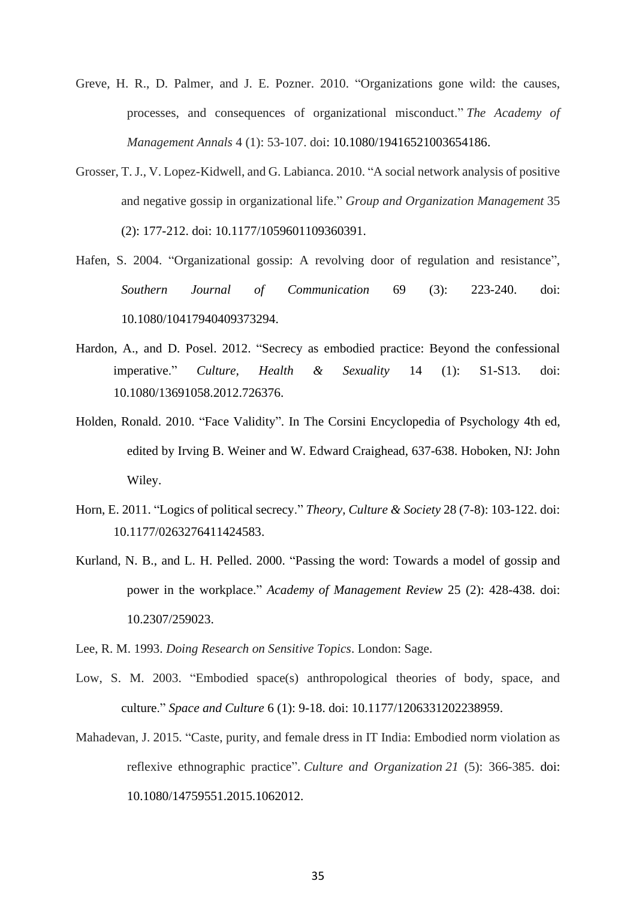Greve, H. R., D. Palmer, and J. E. Pozner. 2010. "Organizations gone wild: the causes, processes, and consequences of organizational misconduct." *The Academy of Management Annals* 4 (1): 53-107. doi: 10.1080/19416521003654186.

Grosser, T. J., V. Lopez-Kidwell, and G. Labianca. 2010. "A social network analysis of positive and negative gossip in organizational life." *Group and Organization Management* 35 (2): 177-212. doi: 10.1177/1059601109360391.

Hafen, S. 2004. "Organizational gossip: A revolving door of regulation and resistance", *Southern Journal of Communication* 69 (3): 223-240. doi: 10.1080/10417940409373294.

Hardon, A., and D. Posel. 2012. "Secrecy as embodied practice: Beyond the confessional imperative." *Culture, Health & Sexuality* 14 (1): S1-S13. doi: 10.1080/13691058.2012.726376.

Holden, Ronald. 2010. "Face Validity". In The Corsini Encyclopedia of Psychology 4th ed, edited by Irving B. Weiner and W. Edward Craighead, 637-638. Hoboken, NJ: John Wiley.

Horn, E. 2011. "Logics of political secrecy." *Theory, Culture & Society* 28 (7-8): 103-122. doi: 10.1177/0263276411424583.

Kurland, N. B., and L. H. Pelled. 2000. "Passing the word: Towards a model of gossip and power in the workplace." *Academy of Management Review* 25 (2): 428-438. doi: 10.2307/259023.

Lee, R. M. 1993. *Doing Research on Sensitive Topics*. London: Sage.

Low, S. M. 2003. "Embodied space(s) anthropological theories of body, space, and culture." *Space and Culture* 6 (1): 9-18. doi: 10.1177/1206331202238959.

Mahadevan, J. 2015. "Caste, purity, and female dress in IT India: Embodied norm violation as reflexive ethnographic practice". *Culture and Organization 21* (5): 366-385. doi: 10.1080/14759551.2015.1062012.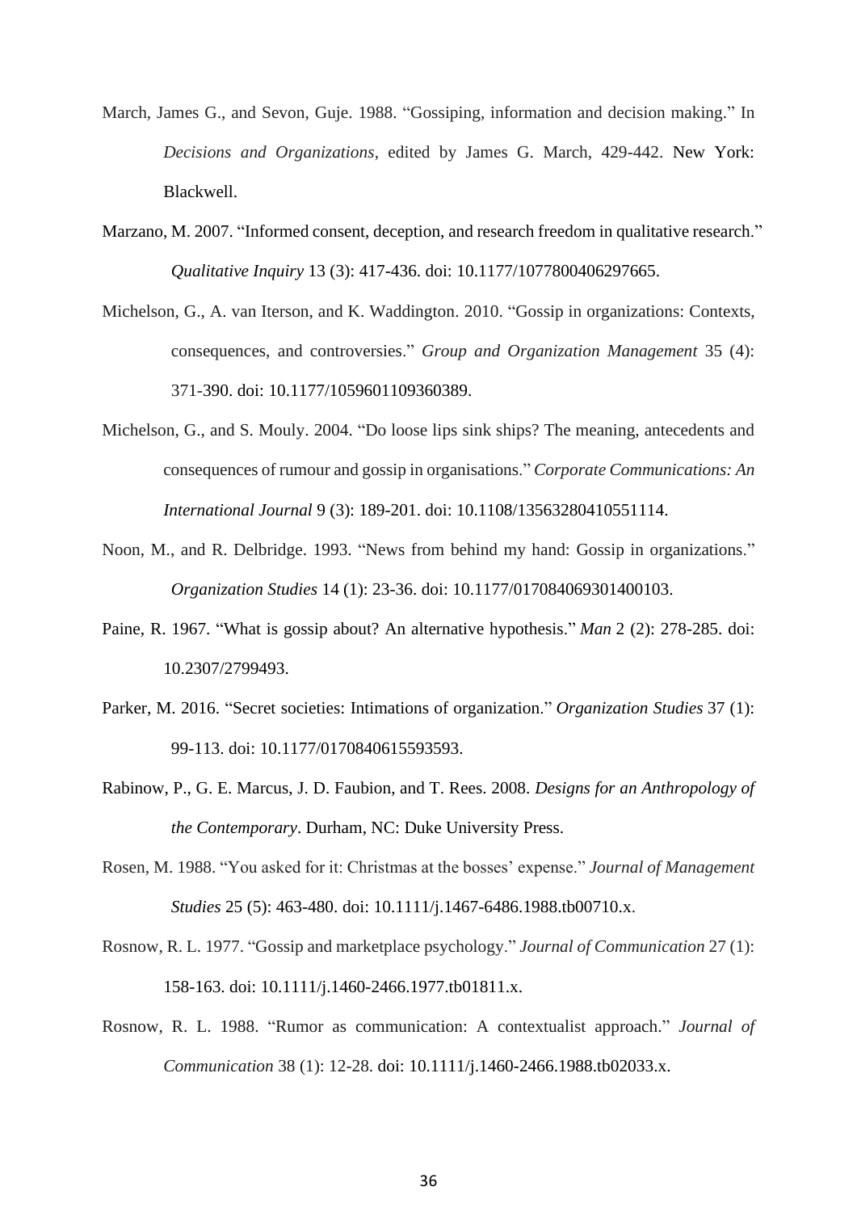March, James G., and Sevon, Guje. 1988. "Gossiping, information and decision making." In *Decisions and Organizations*, edited by James G. March, 429-442. New York: Blackwell.

Marzano, M. 2007. "Informed consent, deception, and research freedom in qualitative research." *Qualitative Inquiry* 13 (3): 417-436. doi: 10.1177/1077800406297665.

Michelson, G., A. van Iterson, and K. Waddington. 2010. "Gossip in organizations: Contexts, consequences, and controversies." *Group and Organization Management* 35 (4): 371-390. doi: 10.1177/1059601109360389.

Michelson, G., and S. Mouly. 2004. "Do loose lips sink ships? The meaning, antecedents and consequences of rumour and gossip in organisations." *Corporate Communications: An International Journal* 9 (3): 189-201. doi: 10.1108/13563280410551114.

Noon, M., and R. Delbridge. 1993. "News from behind my hand: Gossip in organizations." *Organization Studies* 14 (1): 23-36. doi: 10.1177/017084069301400103.

Paine, R. 1967. "What is gossip about? An alternative hypothesis." *Man* 2 (2): 278-285. doi: 10.2307/2799493.

Parker, M. 2016. "Secret societies: Intimations of organization." *Organization Studies* 37 (1): 99-113. doi: 10.1177/0170840615593593.

Rabinow, P., G. E. Marcus, J. D. Faubion, and T. Rees. 2008. *Designs for an Anthropology of the Contemporary*. Durham, NC: Duke University Press.

Rosen, M. 1988. "You asked for it: Christmas at the bosses' expense." *Journal of Management Studies* 25 (5): 463-480. doi: 10.1111/j.1467-6486.1988.tb00710.x.

Rosnow, R. L. 1977. "Gossip and marketplace psychology." *Journal of Communication* 27 (1): 158-163. doi: 10.1111/j.1460-2466.1977.tb01811.x.

Rosnow, R. L. 1988. "Rumor as communication: A contextualist approach." *Journal of Communication* 38 (1): 12-28. doi: 10.1111/j.1460-2466.1988.tb02033.x.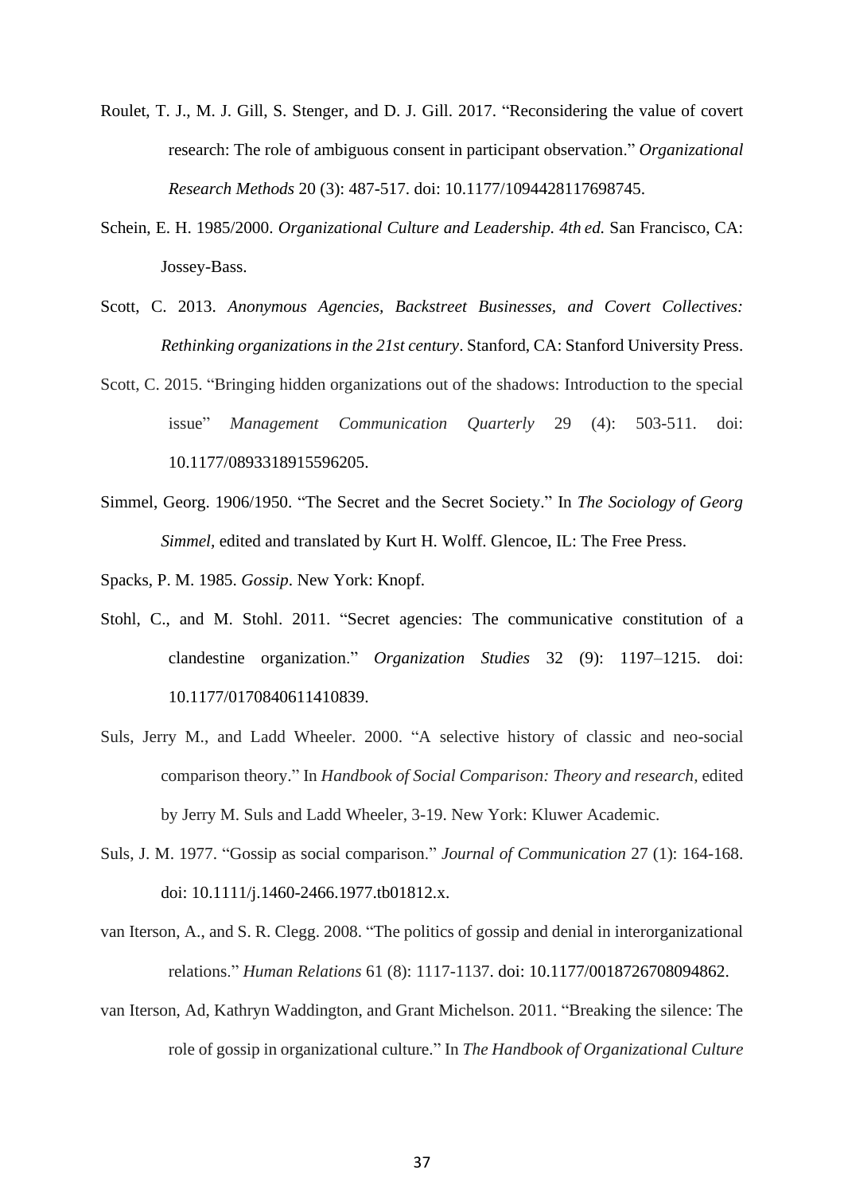Roulet, T. J., M. J. Gill, S. Stenger, and D. J. Gill. 2017. "Reconsidering the value of covert research: The role of ambiguous consent in participant observation." *Organizational Research Methods* 20 (3): 487-517. doi: 10.1177/1094428117698745.

Schein, E. H. 1985/2000. *Organizational Culture and Leadership. 4th ed.* San Francisco, CA: Jossey-Bass.

Scott, C. 2013. *Anonymous Agencies, Backstreet Businesses, and Covert Collectives: Rethinking organizations in the 21st century*. Stanford, CA: Stanford University Press.

Scott, C. 2015. "Bringing hidden organizations out of the shadows: Introduction to the special issue" *Management Communication Quarterly* 29 (4): 503-511. doi: 10.1177/0893318915596205.

Simmel, Georg. 1906/1950. "The Secret and the Secret Society." In *The Sociology of Georg Simmel*, edited and translated by Kurt H. Wolff. Glencoe, IL: The Free Press.

Spacks, P. M. 1985. *Gossip*. New York: Knopf.

Stohl, C., and M. Stohl. 2011. "Secret agencies: The communicative constitution of a clandestine organization." *Organization Studies* 32 (9): 1197–1215. doi: 10.1177/0170840611410839.

Suls, Jerry M., and Ladd Wheeler. 2000. "A selective history of classic and neo-social comparison theory." In *Handbook of Social Comparison: Theory and research*, edited by Jerry M. Suls and Ladd Wheeler, 3-19. New York: Kluwer Academic.

Suls, J. M. 1977. "Gossip as social comparison." *Journal of Communication* 27 (1): 164-168. doi: 10.1111/j.1460-2466.1977.tb01812.x.

van Iterson, A., and S. R. Clegg. 2008. "The politics of gossip and denial in interorganizational relations." *Human Relations* 61 (8): 1117-1137. doi: 10.1177/0018726708094862.

van Iterson, Ad, Kathryn Waddington, and Grant Michelson. 2011. "Breaking the silence: The role of gossip in organizational culture." In *The Handbook of Organizational Culture*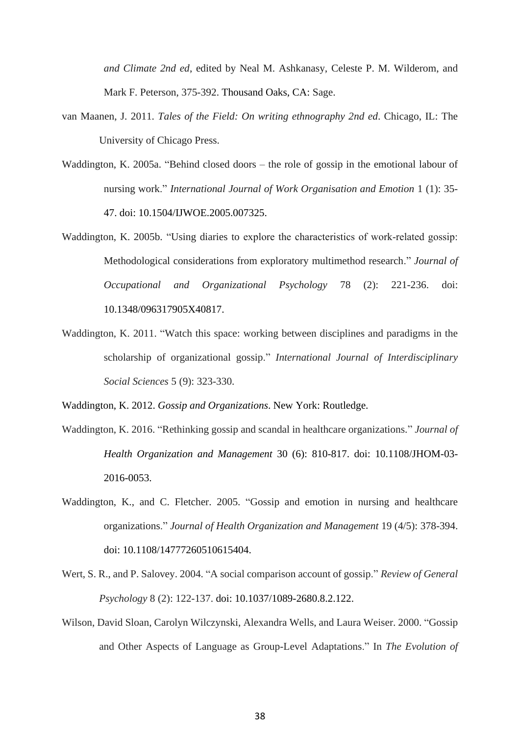*and Climate 2nd ed*, edited by Neal M. Ashkanasy, Celeste P. M. Wilderom, and Mark F. Peterson, 375-392. Thousand Oaks, CA: Sage.

van Maanen, J. 2011. *Tales of the Field: On writing ethnography 2nd ed*. Chicago, IL: The University of Chicago Press.

Waddington, K. 2005a. "Behind closed doors – the role of gossip in the emotional labour of nursing work." *International Journal of Work Organisation and Emotion* 1 (1): 35-47. doi: 10.1504/IJWOE.2005.007325.

Waddington, K. 2005b. "Using diaries to explore the characteristics of work-related gossip: Methodological considerations from exploratory multimethod research." *Journal of Occupational and Organizational Psychology* 78 (2): 221-236. doi: 10.1348/096317905X40817.

Waddington, K. 2011. "Watch this space: working between disciplines and paradigms in the scholarship of organizational gossip." *International Journal of Interdisciplinary Social Sciences* 5 (9): 323-330.

Waddington, K. 2012. *Gossip and Organizations*. New York: Routledge.

Waddington, K. 2016. "Rethinking gossip and scandal in healthcare organizations." *Journal of Health Organization and Management* 30 (6): 810-817. doi: 10.1108/JHOM-03-2016-0053.

Waddington, K., and C. Fletcher. 2005. "Gossip and emotion in nursing and healthcare organizations." *Journal of Health Organization and Management* 19 (4/5): 378-394. doi: 10.1108/14777260510615404.

Wert, S. R., and P. Salovey. 2004. "A social comparison account of gossip." *Review of General Psychology* 8 (2): 122-137. doi: 10.1037/1089-2680.8.2.122.

Wilson, David Sloan, Carolyn Wilczynski, Alexandra Wells, and Laura Weiser. 2000. "Gossip and Other Aspects of Language as Group-Level Adaptations." In *The Evolution of*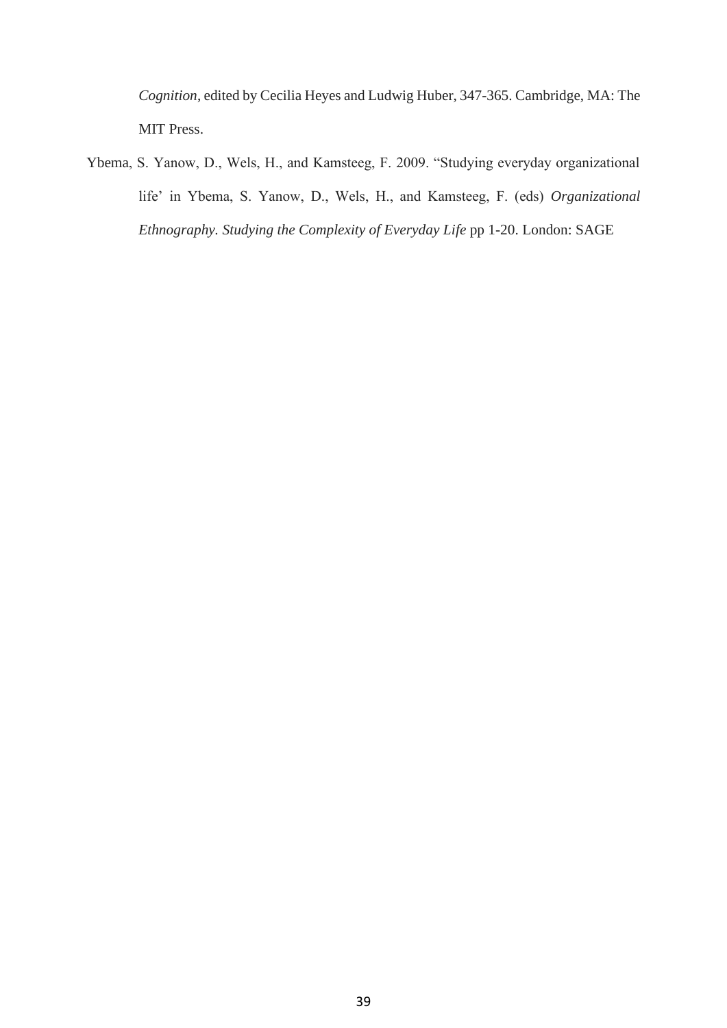*Cognition*, edited by Cecilia Heyes and Ludwig Huber, 347-365. Cambridge, MA: The MIT Press.

Ybema, S. Yanow, D., Wels, H., and Kamsteeg, F. 2009. "Studying everyday organizational life' in Ybema, S. Yanow, D., Wels, H., and Kamsteeg, F. (eds) *Organizational Ethnography. Studying the Complexity of Everyday Life* pp 1-20. London: SAGE